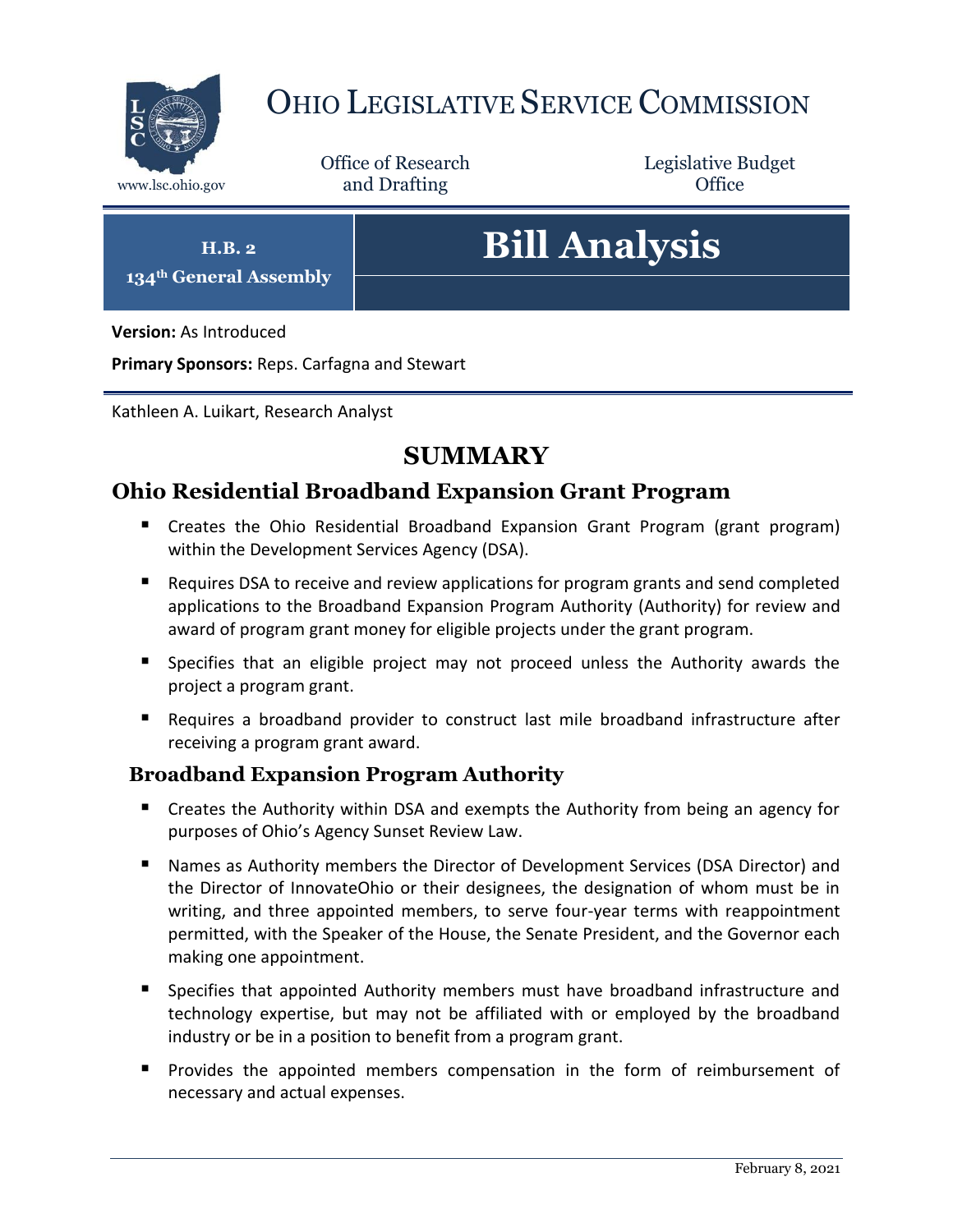# Ohio Legislative Service Commission

www.lsc.ohio.gov

Office of Research and Drafting

Legislative Budget Office

**H.B. 2**

**134th General Assembly**

# Bill Analysis

**Version:** As Introduced

**Primary Sponsors:** Reps. Carfagna and Stewart

Kathleen A. Luikart, Research Analyst

## SUMMARY

### Ohio Residential Broadband Expansion Grant Program

- Creates the Ohio Residential Broadband Expansion Grant Program (grant program) within the Development Services Agency (DSA).
- Requires DSA to receive and review applications for program grants and send completed applications to the Broadband Expansion Program Authority (Authority) for review and award of program grant money for eligible projects under the grant program.
- Specifies that an eligible project may not proceed unless the Authority awards the project a program grant.
- Requires a broadband provider to construct last mile broadband infrastructure after receiving a program grant award.

### Broadband Expansion Program Authority

- Creates the Authority within DSA and exempts the Authority from being an agency for purposes of Ohio's Agency Sunset Review Law.
- Names as Authority members the Director of Development Services (DSA Director) and the Director of InnovateOhio or their designees, the designation of whom must be in writing, and three appointed members, to serve four-year terms with reappointment permitted, with the Speaker of the House, the Senate President, and the Governor each making one appointment.
- Specifies that appointed Authority members must have broadband infrastructure and technology expertise, but may not be affiliated with or employed by the broadband industry or be in a position to benefit from a program grant.
- Provides the appointed members compensation in the form of reimbursement of necessary and actual expenses.

February 8, 2021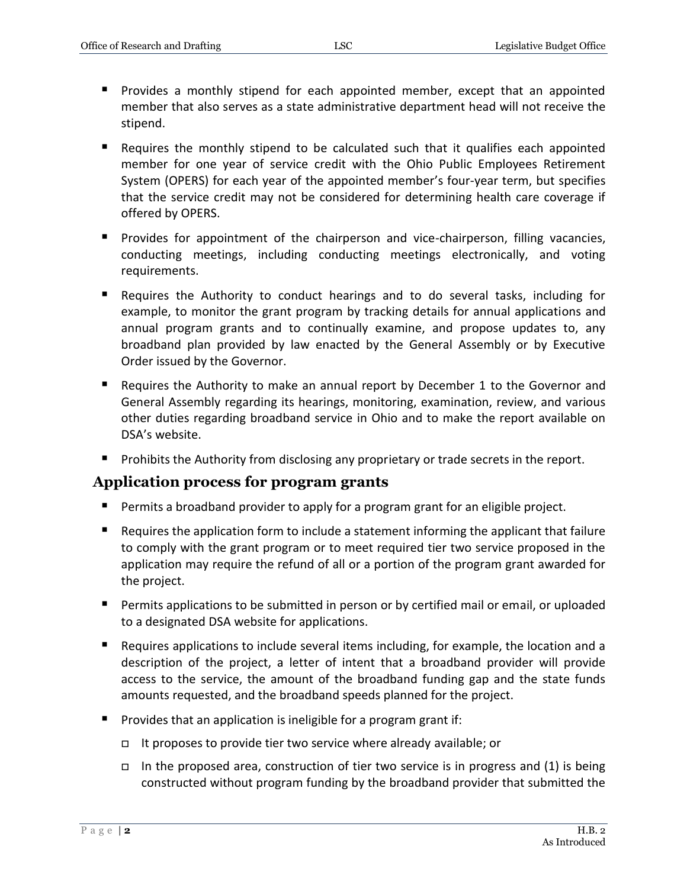- Provides a monthly stipend for each appointed member, except that an appointed member that also serves as a state administrative department head will not receive the stipend.
- Requires the monthly stipend to be calculated such that it qualifies each appointed member for one year of service credit with the Ohio Public Employees Retirement System (OPERS) for each year of the appointed member's four-year term, but specifies that the service credit may not be considered for determining health care coverage if offered by OPERS.
- Provides for appointment of the chairperson and vice-chairperson, filling vacancies, conducting meetings, including conducting meetings electronically, and voting requirements.
- Requires the Authority to conduct hearings and to do several tasks, including for example, to monitor the grant program by tracking details for annual applications and annual program grants and to continually examine, and propose updates to, any broadband plan provided by law enacted by the General Assembly or by Executive Order issued by the Governor.
- Requires the Authority to make an annual report by December 1 to the Governor and General Assembly regarding its hearings, monitoring, examination, review, and various other duties regarding broadband service in Ohio and to make the report available on DSA's website.
- Prohibits the Authority from disclosing any proprietary or trade secrets in the report.

## Application process for program grants

- Permits a broadband provider to apply for a program grant for an eligible project.
- Requires the application form to include a statement informing the applicant that failure to comply with the grant program or to meet required tier two service proposed in the application may require the refund of all or a portion of the program grant awarded for the project.
- Permits applications to be submitted in person or by certified mail or email, or uploaded to a designated DSA website for applications.
- Requires applications to include several items including, for example, the location and a description of the project, a letter of intent that a broadband provider will provide access to the service, the amount of the broadband funding gap and the state funds amounts requested, and the broadband speeds planned for the project.
- Provides that an application is ineligible for a program grant if:
  - It proposes to provide tier two service where already available; or
  - In the proposed area, construction of tier two service is in progress and (1) is being constructed without program funding by the broadband provider that submitted the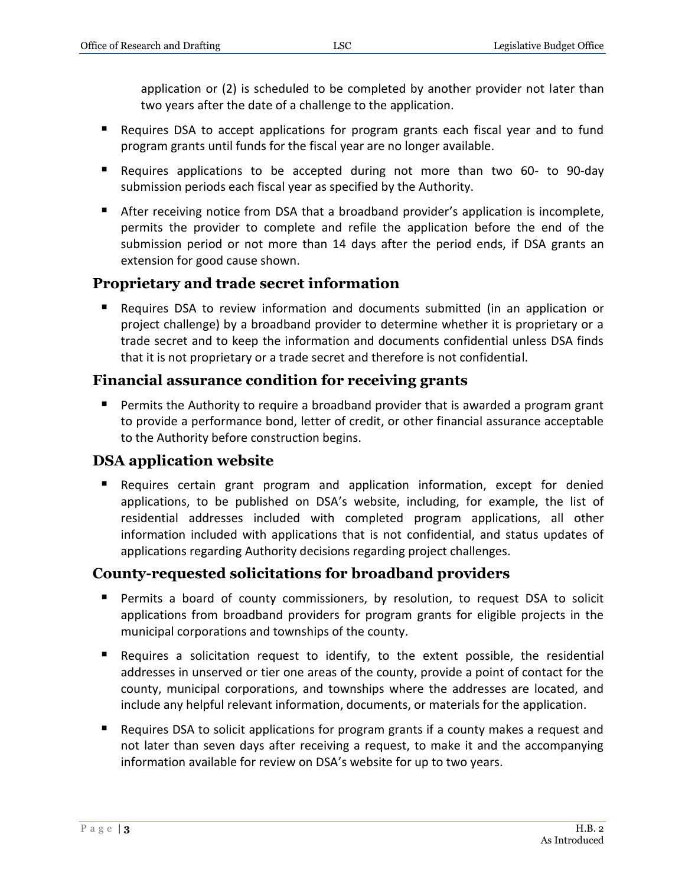application or (2) is scheduled to be completed by another provider not later than two years after the date of a challenge to the application.

- Requires DSA to accept applications for program grants each fiscal year and to fund program grants until funds for the fiscal year are no longer available.
- Requires applications to be accepted during not more than two 60- to 90-day submission periods each fiscal year as specified by the Authority.
- After receiving notice from DSA that a broadband provider's application is incomplete, permits the provider to complete and refile the application before the end of the submission period or not more than 14 days after the period ends, if DSA grants an extension for good cause shown.

## Proprietary and trade secret information

- Requires DSA to review information and documents submitted (in an application or project challenge) by a broadband provider to determine whether it is proprietary or a trade secret and to keep the information and documents confidential unless DSA finds that it is not proprietary or a trade secret and therefore is not confidential.

## Financial assurance condition for receiving grants

- Permits the Authority to require a broadband provider that is awarded a program grant to provide a performance bond, letter of credit, or other financial assurance acceptable to the Authority before construction begins.

## DSA application website

- Requires certain grant program and application information, except for denied applications, to be published on DSA's website, including, for example, the list of residential addresses included with completed program applications, all other information included with applications that is not confidential, and status updates of applications regarding Authority decisions regarding project challenges.

## County-requested solicitations for broadband providers

- Permits a board of county commissioners, by resolution, to request DSA to solicit applications from broadband providers for program grants for eligible projects in the municipal corporations and townships of the county.
- Requires a solicitation request to identify, to the extent possible, the residential addresses in unserved or tier one areas of the county, provide a point of contact for the county, municipal corporations, and townships where the addresses are located, and include any helpful relevant information, documents, or materials for the application.
- Requires DSA to solicit applications for program grants if a county makes a request and not later than seven days after receiving a request, to make it and the accompanying information available for review on DSA's website for up to two years.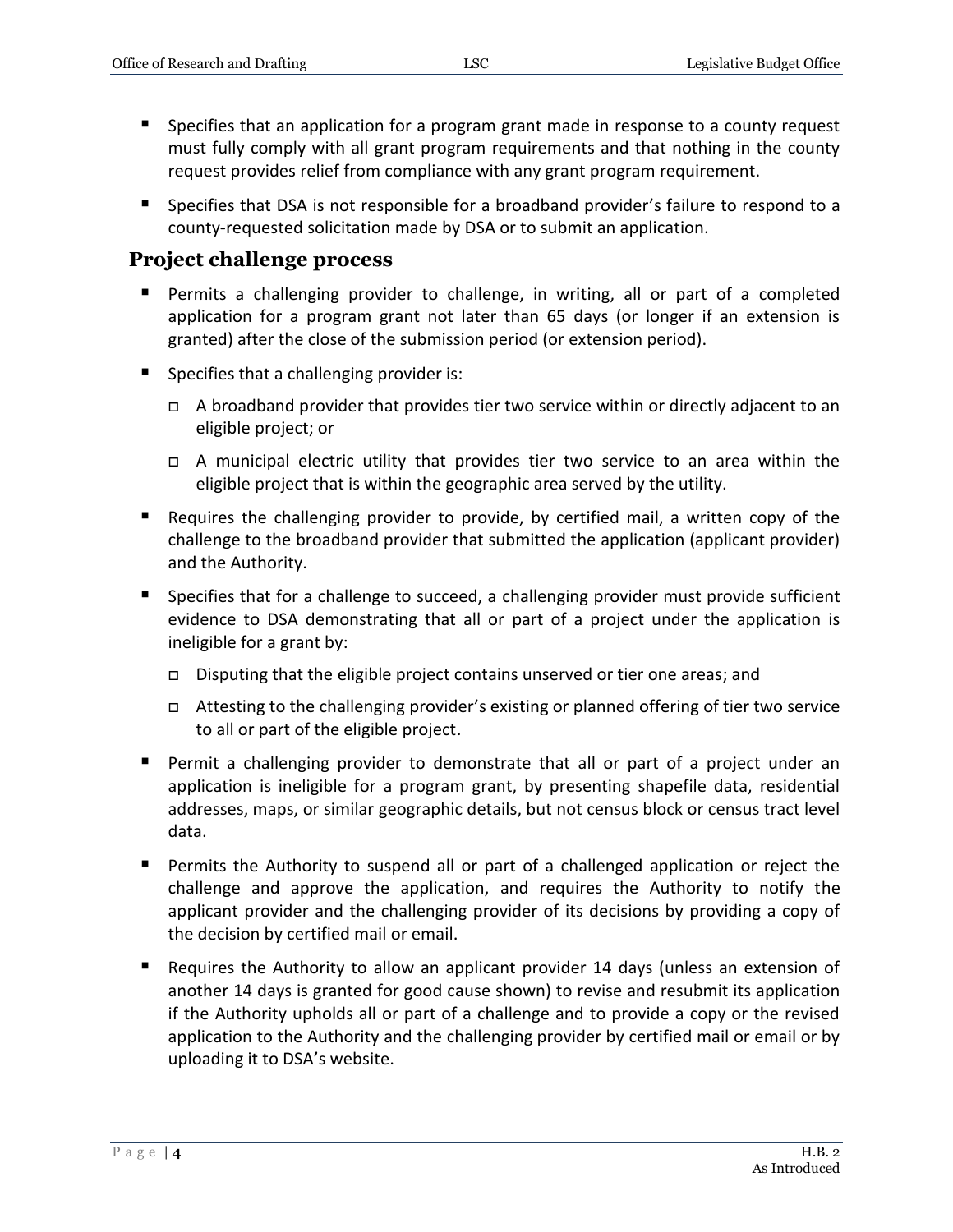- Specifies that an application for a program grant made in response to a county request must fully comply with all grant program requirements and that nothing in the county request provides relief from compliance with any grant program requirement.
- Specifies that DSA is not responsible for a broadband provider's failure to respond to a county-requested solicitation made by DSA or to submit an application.

## Project challenge process

- Permits a challenging provider to challenge, in writing, all or part of a completed application for a program grant not later than 65 days (or longer if an extension is granted) after the close of the submission period (or extension period).
- Specifies that a challenging provider is:
  - A broadband provider that provides tier two service within or directly adjacent to an eligible project; or
  - A municipal electric utility that provides tier two service to an area within the eligible project that is within the geographic area served by the utility.
- Requires the challenging provider to provide, by certified mail, a written copy of the challenge to the broadband provider that submitted the application (applicant provider) and the Authority.
- Specifies that for a challenge to succeed, a challenging provider must provide sufficient evidence to DSA demonstrating that all or part of a project under the application is ineligible for a grant by:
  - Disputing that the eligible project contains unserved or tier one areas; and
  - Attesting to the challenging provider's existing or planned offering of tier two service to all or part of the eligible project.
- Permit a challenging provider to demonstrate that all or part of a project under an application is ineligible for a program grant, by presenting shapefile data, residential addresses, maps, or similar geographic details, but not census block or census tract level data.
- Permits the Authority to suspend all or part of a challenged application or reject the challenge and approve the application, and requires the Authority to notify the applicant provider and the challenging provider of its decisions by providing a copy of the decision by certified mail or email.
- Requires the Authority to allow an applicant provider 14 days (unless an extension of another 14 days is granted for good cause shown) to revise and resubmit its application if the Authority upholds all or part of a challenge and to provide a copy or the revised application to the Authority and the challenging provider by certified mail or email or by uploading it to DSA's website.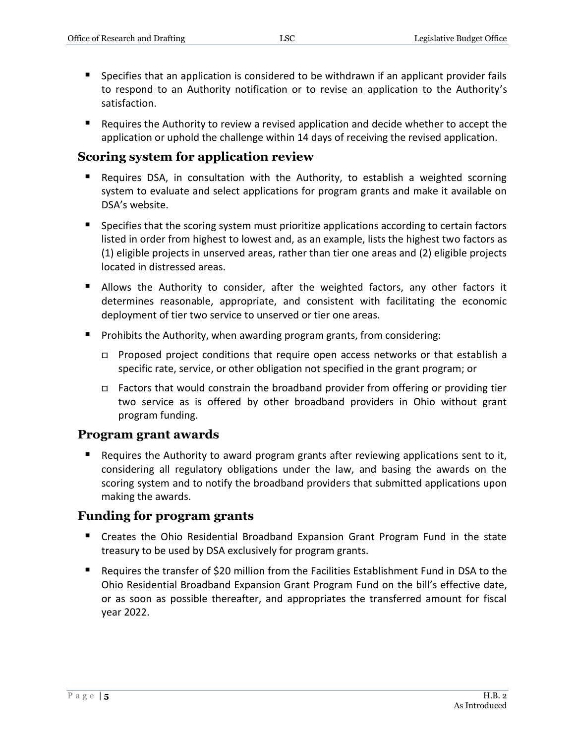- Specifies that an application is considered to be withdrawn if an applicant provider fails to respond to an Authority notification or to revise an application to the Authority's satisfaction.
- Requires the Authority to review a revised application and decide whether to accept the application or uphold the challenge within 14 days of receiving the revised application.

## Scoring system for application review

- Requires DSA, in consultation with the Authority, to establish a weighted scorning system to evaluate and select applications for program grants and make it available on DSA's website.
- Specifies that the scoring system must prioritize applications according to certain factors listed in order from highest to lowest and, as an example, lists the highest two factors as (1) eligible projects in unserved areas, rather than tier one areas and (2) eligible projects located in distressed areas.
- Allows the Authority to consider, after the weighted factors, any other factors it determines reasonable, appropriate, and consistent with facilitating the economic deployment of tier two service to unserved or tier one areas.
- Prohibits the Authority, when awarding program grants, from considering:
  - Proposed project conditions that require open access networks or that establish a specific rate, service, or other obligation not specified in the grant program; or
  - Factors that would constrain the broadband provider from offering or providing tier two service as is offered by other broadband providers in Ohio without grant program funding.

## Program grant awards

- Requires the Authority to award program grants after reviewing applications sent to it, considering all regulatory obligations under the law, and basing the awards on the scoring system and to notify the broadband providers that submitted applications upon making the awards.

## Funding for program grants

- Creates the Ohio Residential Broadband Expansion Grant Program Fund in the state treasury to be used by DSA exclusively for program grants.
- Requires the transfer of $20 million from the Facilities Establishment Fund in DSA to the Ohio Residential Broadband Expansion Grant Program Fund on the bill's effective date, or as soon as possible thereafter, and appropriates the transferred amount for fiscal year 2022.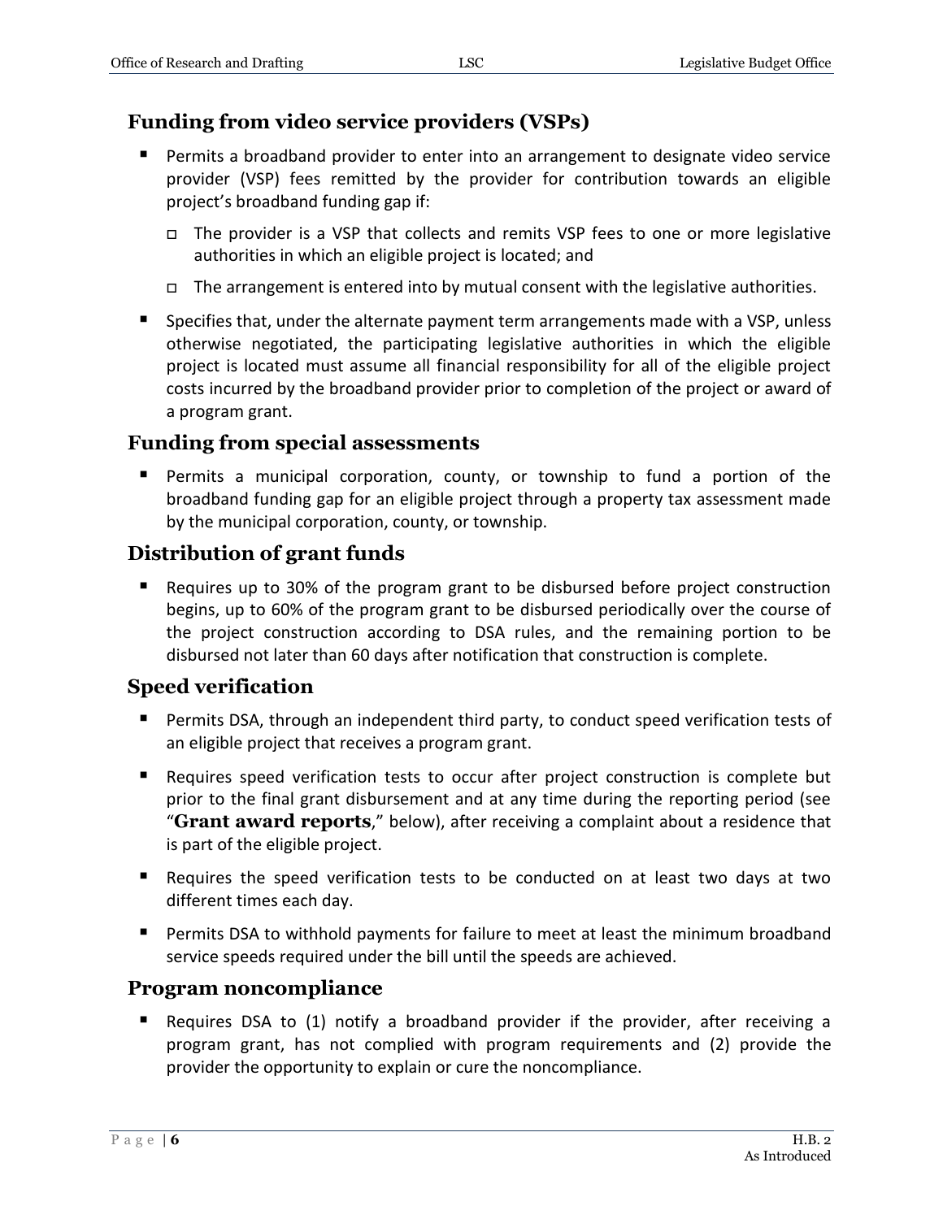## Funding from video service providers (VSPs)

- Permits a broadband provider to enter into an arrangement to designate video service provider (VSP) fees remitted by the provider for contribution towards an eligible project's broadband funding gap if:
  - The provider is a VSP that collects and remits VSP fees to one or more legislative authorities in which an eligible project is located; and
  - The arrangement is entered into by mutual consent with the legislative authorities.
- Specifies that, under the alternate payment term arrangements made with a VSP, unless otherwise negotiated, the participating legislative authorities in which the eligible project is located must assume all financial responsibility for all of the eligible project costs incurred by the broadband provider prior to completion of the project or award of a program grant.

## Funding from special assessments

- Permits a municipal corporation, county, or township to fund a portion of the broadband funding gap for an eligible project through a property tax assessment made by the municipal corporation, county, or township.

## Distribution of grant funds

- Requires up to 30% of the program grant to be disbursed before project construction begins, up to 60% of the program grant to be disbursed periodically over the course of the project construction according to DSA rules, and the remaining portion to be disbursed not later than 60 days after notification that construction is complete.

## Speed verification

- Permits DSA, through an independent third party, to conduct speed verification tests of an eligible project that receives a program grant.
- Requires speed verification tests to occur after project construction is complete but prior to the final grant disbursement and at any time during the reporting period (see "**Grant award reports**," below), after receiving a complaint about a residence that is part of the eligible project.
- Requires the speed verification tests to be conducted on at least two days at two different times each day.
- Permits DSA to withhold payments for failure to meet at least the minimum broadband service speeds required under the bill until the speeds are achieved.

## Program noncompliance

- Requires DSA to (1) notify a broadband provider if the provider, after receiving a program grant, has not complied with program requirements and (2) provide the provider the opportunity to explain or cure the noncompliance.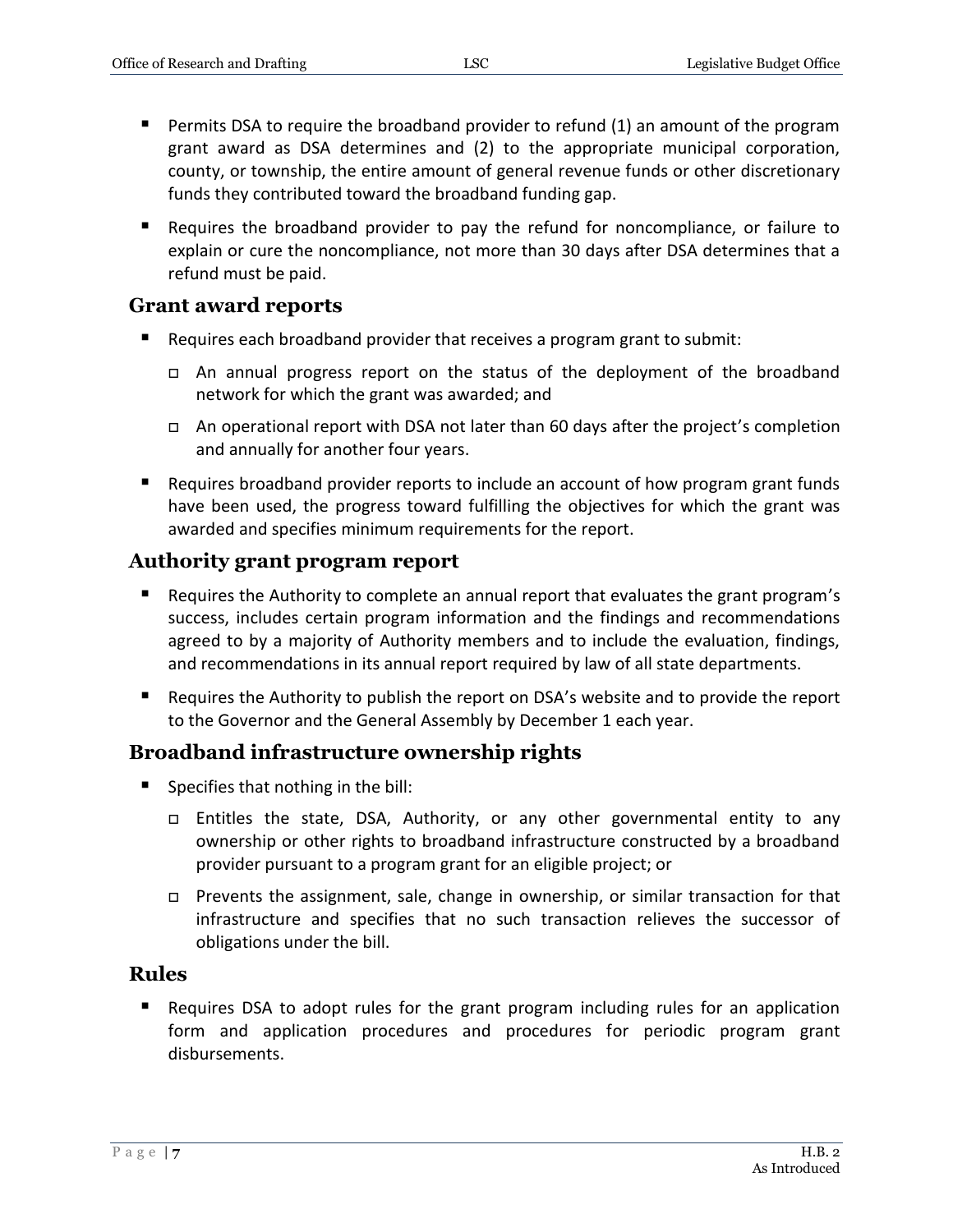- Permits DSA to require the broadband provider to refund (1) an amount of the program grant award as DSA determines and (2) to the appropriate municipal corporation, county, or township, the entire amount of general revenue funds or other discretionary funds they contributed toward the broadband funding gap.
- Requires the broadband provider to pay the refund for noncompliance, or failure to explain or cure the noncompliance, not more than 30 days after DSA determines that a refund must be paid.

## Grant award reports

- Requires each broadband provider that receives a program grant to submit:
  - An annual progress report on the status of the deployment of the broadband network for which the grant was awarded; and
  - An operational report with DSA not later than 60 days after the project's completion and annually for another four years.
- Requires broadband provider reports to include an account of how program grant funds have been used, the progress toward fulfilling the objectives for which the grant was awarded and specifies minimum requirements for the report.

## Authority grant program report

- Requires the Authority to complete an annual report that evaluates the grant program's success, includes certain program information and the findings and recommendations agreed to by a majority of Authority members and to include the evaluation, findings, and recommendations in its annual report required by law of all state departments.
- Requires the Authority to publish the report on DSA's website and to provide the report to the Governor and the General Assembly by December 1 each year.

## Broadband infrastructure ownership rights

- Specifies that nothing in the bill:
  - Entitles the state, DSA, Authority, or any other governmental entity to any ownership or other rights to broadband infrastructure constructed by a broadband provider pursuant to a program grant for an eligible project; or
  - Prevents the assignment, sale, change in ownership, or similar transaction for that infrastructure and specifies that no such transaction relieves the successor of obligations under the bill.

## Rules

- Requires DSA to adopt rules for the grant program including rules for an application form and application procedures and procedures for periodic program grant disbursements.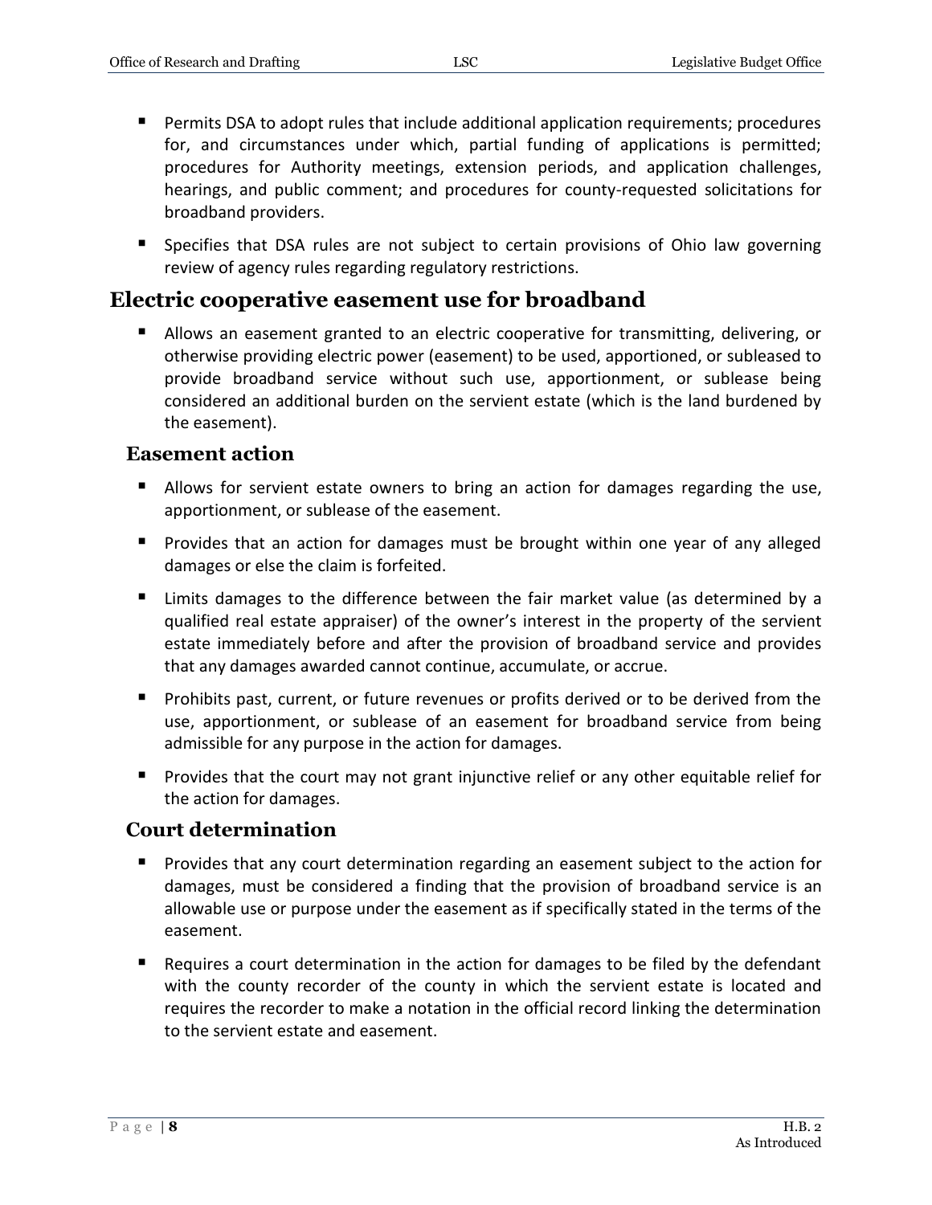- Permits DSA to adopt rules that include additional application requirements; procedures for, and circumstances under which, partial funding of applications is permitted; procedures for Authority meetings, extension periods, and application challenges, hearings, and public comment; and procedures for county-requested solicitations for broadband providers.
- Specifies that DSA rules are not subject to certain provisions of Ohio law governing review of agency rules regarding regulatory restrictions.

## Electric cooperative easement use for broadband

- Allows an easement granted to an electric cooperative for transmitting, delivering, or otherwise providing electric power (easement) to be used, apportioned, or subleased to provide broadband service without such use, apportionment, or sublease being considered an additional burden on the servient estate (which is the land burdened by the easement).

### Easement action

- Allows for servient estate owners to bring an action for damages regarding the use, apportionment, or sublease of the easement.
- Provides that an action for damages must be brought within one year of any alleged damages or else the claim is forfeited.
- Limits damages to the difference between the fair market value (as determined by a qualified real estate appraiser) of the owner's interest in the property of the servient estate immediately before and after the provision of broadband service and provides that any damages awarded cannot continue, accumulate, or accrue.
- Prohibits past, current, or future revenues or profits derived or to be derived from the use, apportionment, or sublease of an easement for broadband service from being admissible for any purpose in the action for damages.
- Provides that the court may not grant injunctive relief or any other equitable relief for the action for damages.

### Court determination

- Provides that any court determination regarding an easement subject to the action for damages, must be considered a finding that the provision of broadband service is an allowable use or purpose under the easement as if specifically stated in the terms of the easement.
- Requires a court determination in the action for damages to be filed by the defendant with the county recorder of the county in which the servient estate is located and requires the recorder to make a notation in the official record linking the determination to the servient estate and easement.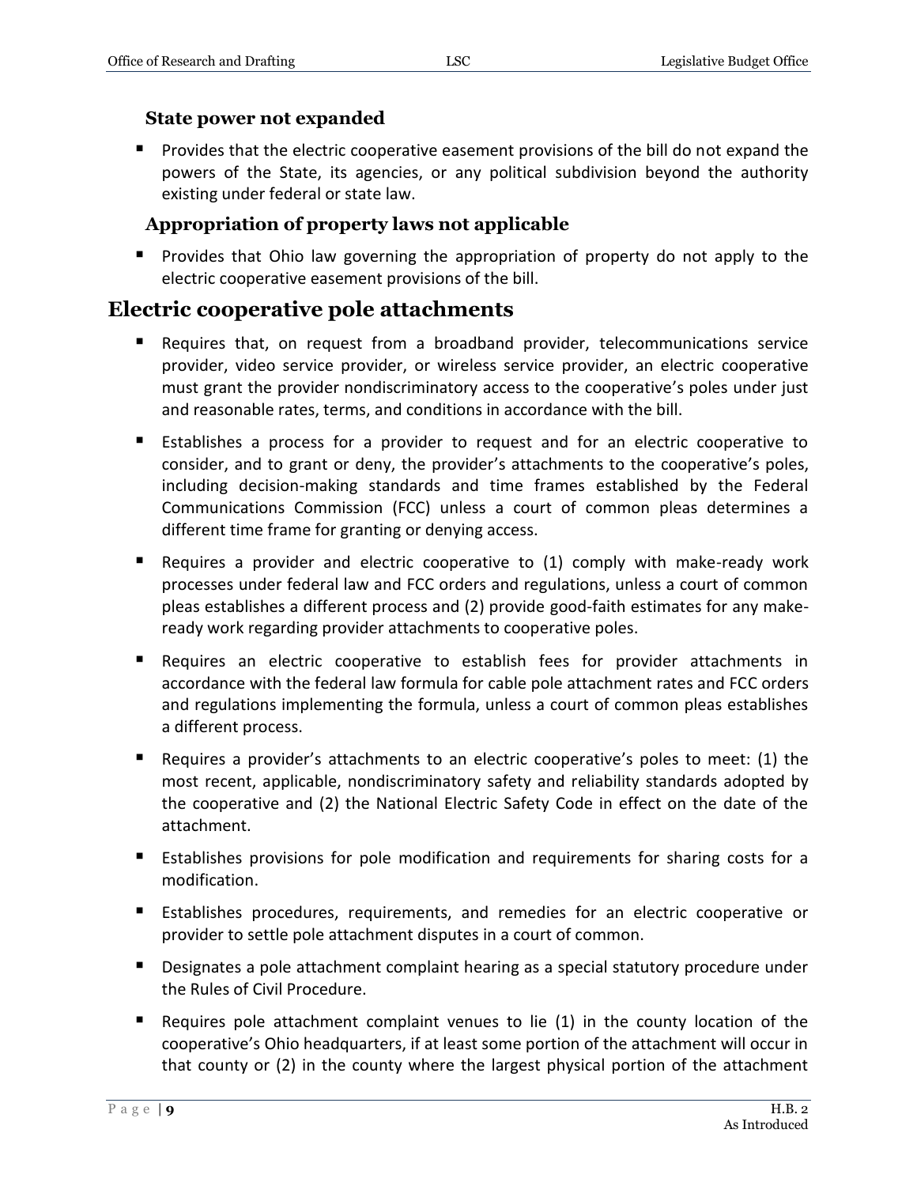### State power not expanded

- Provides that the electric cooperative easement provisions of the bill do not expand the powers of the State, its agencies, or any political subdivision beyond the authority existing under federal or state law.

### Appropriation of property laws not applicable

- Provides that Ohio law governing the appropriation of property do not apply to the electric cooperative easement provisions of the bill.

## Electric cooperative pole attachments

- Requires that, on request from a broadband provider, telecommunications service provider, video service provider, or wireless service provider, an electric cooperative must grant the provider nondiscriminatory access to the cooperative's poles under just and reasonable rates, terms, and conditions in accordance with the bill.
- Establishes a process for a provider to request and for an electric cooperative to consider, and to grant or deny, the provider's attachments to the cooperative's poles, including decision-making standards and time frames established by the Federal Communications Commission (FCC) unless a court of common pleas determines a different time frame for granting or denying access.
- Requires a provider and electric cooperative to (1) comply with make-ready work processes under federal law and FCC orders and regulations, unless a court of common pleas establishes a different process and (2) provide good-faith estimates for any make-ready work regarding provider attachments to cooperative poles.
- Requires an electric cooperative to establish fees for provider attachments in accordance with the federal law formula for cable pole attachment rates and FCC orders and regulations implementing the formula, unless a court of common pleas establishes a different process.
- Requires a provider's attachments to an electric cooperative's poles to meet: (1) the most recent, applicable, nondiscriminatory safety and reliability standards adopted by the cooperative and (2) the National Electric Safety Code in effect on the date of the attachment.
- Establishes provisions for pole modification and requirements for sharing costs for a modification.
- Establishes procedures, requirements, and remedies for an electric cooperative or provider to settle pole attachment disputes in a court of common.
- Designates a pole attachment complaint hearing as a special statutory procedure under the Rules of Civil Procedure.
- Requires pole attachment complaint venues to lie (1) in the county location of the cooperative's Ohio headquarters, if at least some portion of the attachment will occur in that county or (2) in the county where the largest physical portion of the attachment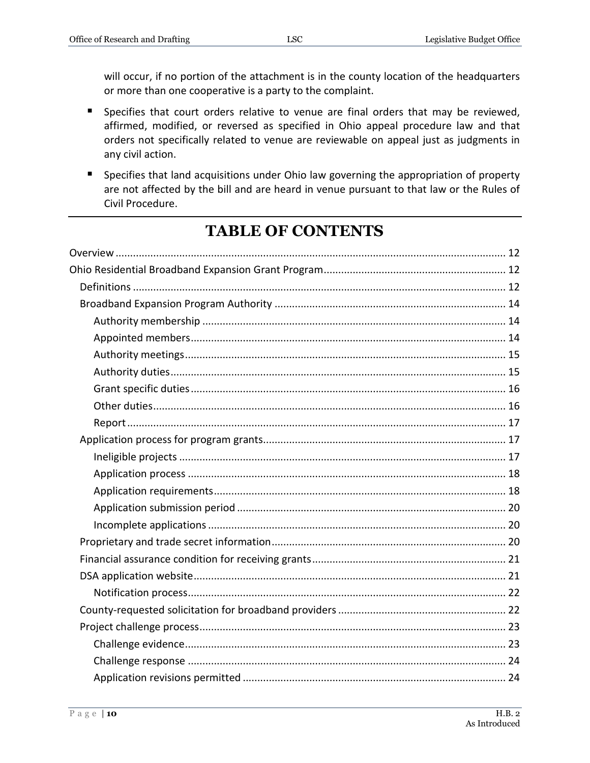will occur, if no portion of the attachment is in the county location of the headquarters or more than one cooperative is a party to the complaint.

- Specifies that court orders relative to venue are final orders that may be reviewed, affirmed, modified, or reversed as specified in Ohio appeal procedure law and that orders not specifically related to venue are reviewable on appeal just as judgments in any civil action.
- Specifies that land acquisitions under Ohio law governing the appropriation of property are not affected by the bill and are heard in venue pursuant to that law or the Rules of Civil Procedure.

---

# TABLE OF CONTENTS

Overview ..... 12
Ohio Residential Broadband Expansion Grant Program ..... 12
  Definitions ..... 12
  Broadband Expansion Program Authority ..... 14
    Authority membership ..... 14
    Appointed members ..... 14
    Authority meetings ..... 15
    Authority duties ..... 15
    Grant specific duties ..... 16
    Other duties ..... 16
    Report ..... 17
  Application process for program grants ..... 17
    Ineligible projects ..... 17
    Application process ..... 18
    Application requirements ..... 18
    Application submission period ..... 20
    Incomplete applications ..... 20
  Proprietary and trade secret information ..... 20
  Financial assurance condition for receiving grants ..... 21
  DSA application website ..... 21
    Notification process ..... 22
  County-requested solicitation for broadband providers ..... 22
  Project challenge process ..... 23
    Challenge evidence ..... 23
    Challenge response ..... 24
    Application revisions permitted ..... 24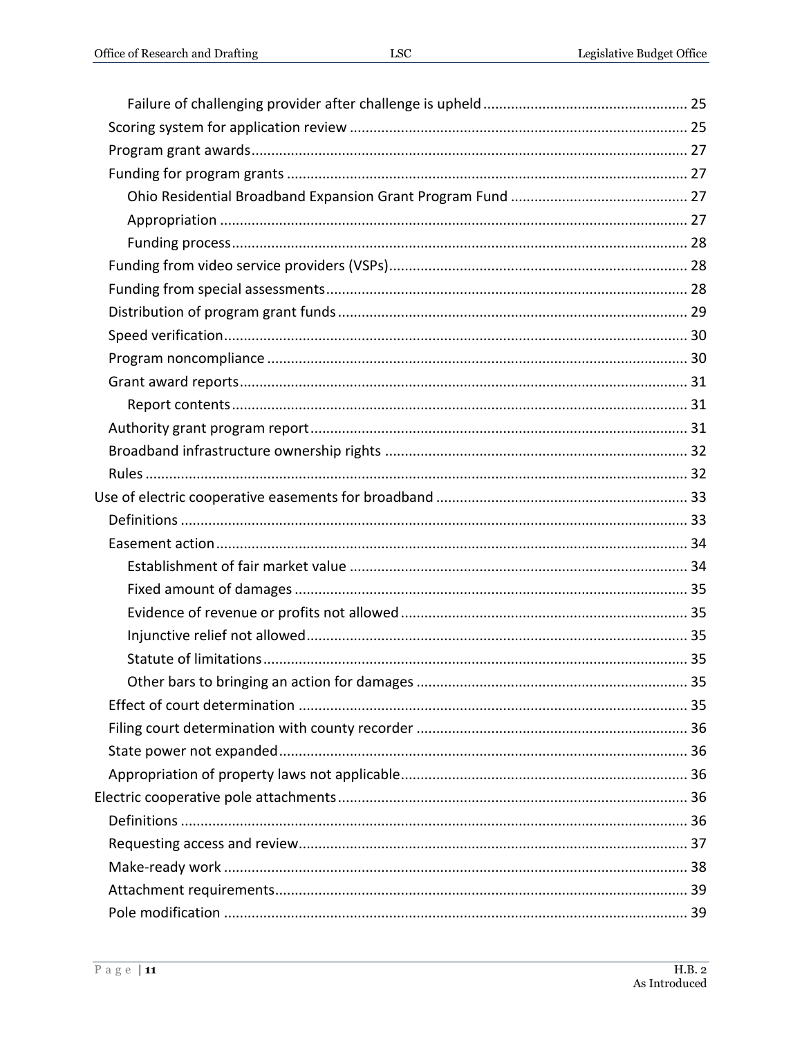Failure of challenging provider after challenge is upheld ........................................................ 25

Scoring system for application review ........................................................................................ 25

Program grant awards ..................................................................................................................... 27

Funding for program grants ............................................................................................................ 27

Ohio Residential Broadband Expansion Grant Program Fund ............................................... 27

Appropriation .................................................................................................................................. 27

Funding process ............................................................................................................................... 28

Funding from video service providers (VSPs) ................................................................................ 28

Funding from special assessments ................................................................................................. 28

Distribution of program grant funds .............................................................................................. 29

Speed verification ............................................................................................................................ 30

Program noncompliance .................................................................................................................. 30

Grant award reports ......................................................................................................................... 31

Report contents ................................................................................................................................ 31

Authority grant program report ...................................................................................................... 31

Broadband infrastructure ownership rights ................................................................................... 32

Rules .................................................................................................................................................. 32

Use of electric cooperative easements for broadband ..................................................................... 33

Definitions ......................................................................................................................................... 33

Easement action ............................................................................................................................... 34

Establishment of fair market value ................................................................................................. 34

Fixed amount of damages ................................................................................................................ 35

Evidence of revenue or profits not allowed ..................................................................................... 35

Injunctive relief not allowed ............................................................................................................ 35

Statute of limitations ........................................................................................................................ 35

Other bars to bringing an action for damages ................................................................................ 35

Effect of court determination .......................................................................................................... 35

Filing court determination with county recorder ........................................................................... 36

State power not expanded ............................................................................................................... 36

Appropriation of property laws not applicable ............................................................................... 36

Electric cooperative pole attachments ............................................................................................... 36

Definitions ......................................................................................................................................... 36

Requesting access and review .......................................................................................................... 37

Make-ready work .............................................................................................................................. 38

Attachment requirements ................................................................................................................ 39

Pole modification ............................................................................................................................. 39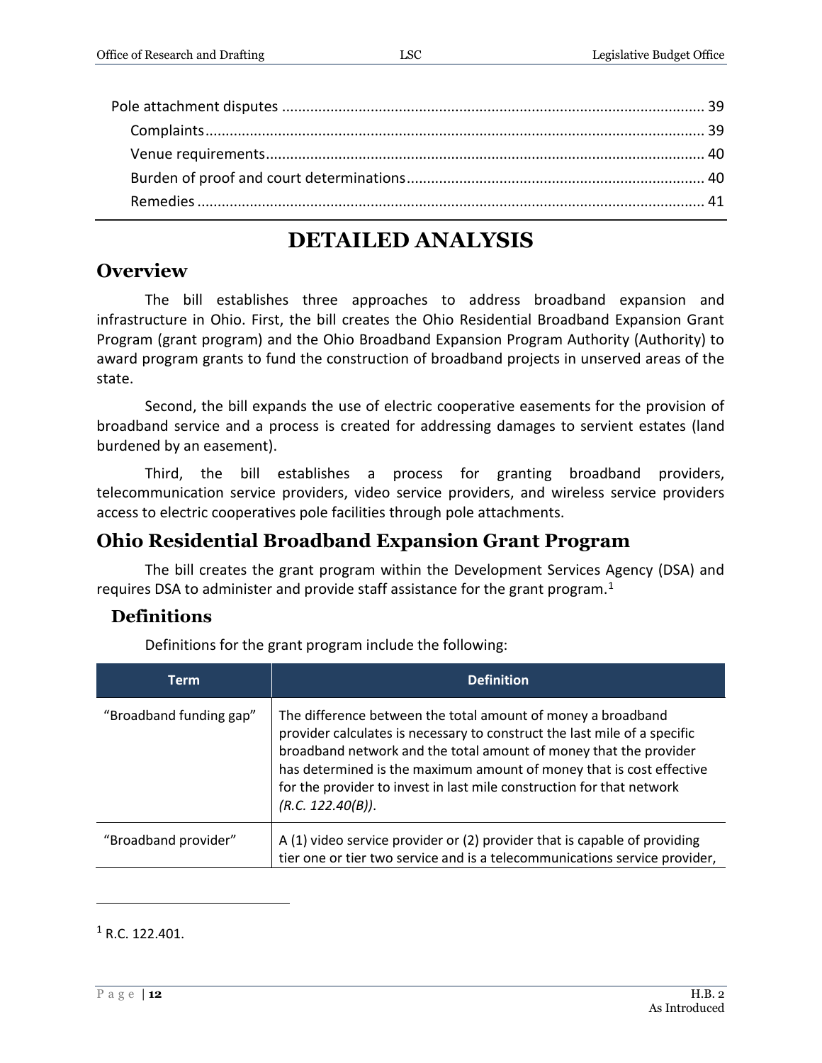Pole attachment disputes ........................................................................................................ 39

Complaints .......................................................................................................................... 39

Venue requirements ............................................................................................................ 40

Burden of proof and court determinations .......................................................................... 40

Remedies ............................................................................................................................. 41

# DETAILED ANALYSIS

## Overview

The bill establishes three approaches to address broadband expansion and infrastructure in Ohio. First, the bill creates the Ohio Residential Broadband Expansion Grant Program (grant program) and the Ohio Broadband Expansion Program Authority (Authority) to award program grants to fund the construction of broadband projects in unserved areas of the state.

Second, the bill expands the use of electric cooperative easements for the provision of broadband service and a process is created for addressing damages to servient estates (land burdened by an easement).

Third, the bill establishes a process for granting broadband providers, telecommunication service providers, video service providers, and wireless service providers access to electric cooperatives pole facilities through pole attachments.

## Ohio Residential Broadband Expansion Grant Program

The bill creates the grant program within the Development Services Agency (DSA) and requires DSA to administer and provide staff assistance for the grant program.[1]

### Definitions

Definitions for the grant program include the following:

| Term | Definition |
|---|---|
| "Broadband funding gap" | The difference between the total amount of money a broadband provider calculates is necessary to construct the last mile of a specific broadband network and the total amount of money that the provider has determined is the maximum amount of money that is cost effective for the provider to invest in last mile construction for that network *(R.C. 122.40(B))*. |
| "Broadband provider" | A (1) video service provider or (2) provider that is capable of providing tier one or tier two service and is a telecommunications service provider, |

[1] R.C. 122.401.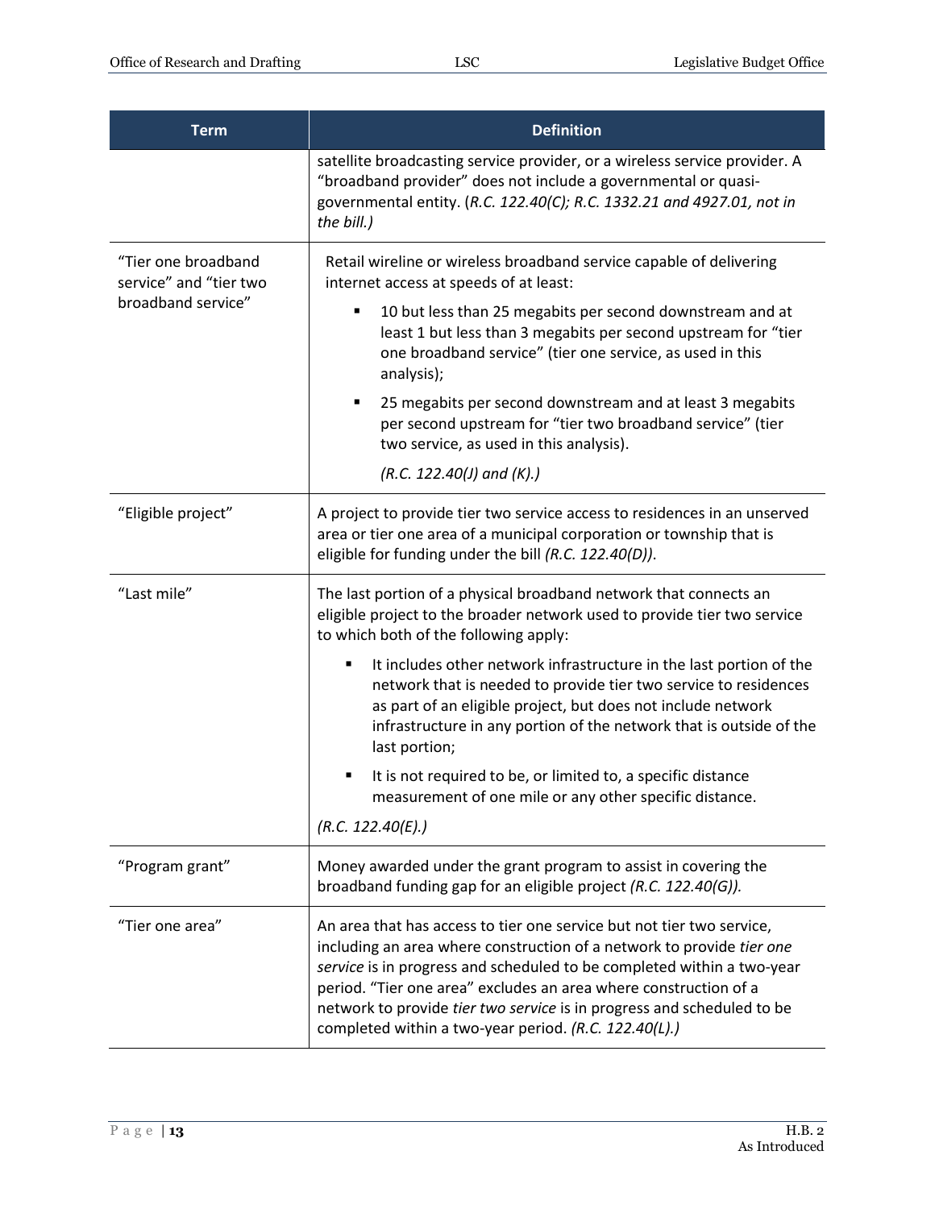| Term | Definition |
|---|---|
| | satellite broadcasting service provider, or a wireless service provider. A "broadband provider" does not include a governmental or quasi-governmental entity. (*R.C. 122.40(C); R.C. 1332.21 and 4927.01, not in the bill.)* |
| "Tier one broadband service" and "tier two broadband service" | Retail wireline or wireless broadband service capable of delivering internet access at speeds of at least: <br>▪ 10 but less than 25 megabits per second downstream and at least 1 but less than 3 megabits per second upstream for "tier one broadband service" (tier one service, as used in this analysis); <br>▪ 25 megabits per second downstream and at least 3 megabits per second upstream for "tier two broadband service" (tier two service, as used in this analysis). <br>*(R.C. 122.40(J) and (K).)* |
| "Eligible project" | A project to provide tier two service access to residences in an unserved area or tier one area of a municipal corporation or township that is eligible for funding under the bill *(R.C. 122.40(D))*. |
| "Last mile" | The last portion of a physical broadband network that connects an eligible project to the broader network used to provide tier two service to which both of the following apply: <br>▪ It includes other network infrastructure in the last portion of the network that is needed to provide tier two service to residences as part of an eligible project, but does not include network infrastructure in any portion of the network that is outside of the last portion; <br>▪ It is not required to be, or limited to, a specific distance measurement of one mile or any other specific distance. <br>*(R.C. 122.40(E).)* |
| "Program grant" | Money awarded under the grant program to assist in covering the broadband funding gap for an eligible project *(R.C. 122.40(G)).* |
| "Tier one area" | An area that has access to tier one service but not tier two service, including an area where construction of a network to provide *tier one service* is in progress and scheduled to be completed within a two-year period. "Tier one area" excludes an area where construction of a network to provide *tier two service* is in progress and scheduled to be completed within a two-year period. *(R.C. 122.40(L).)* |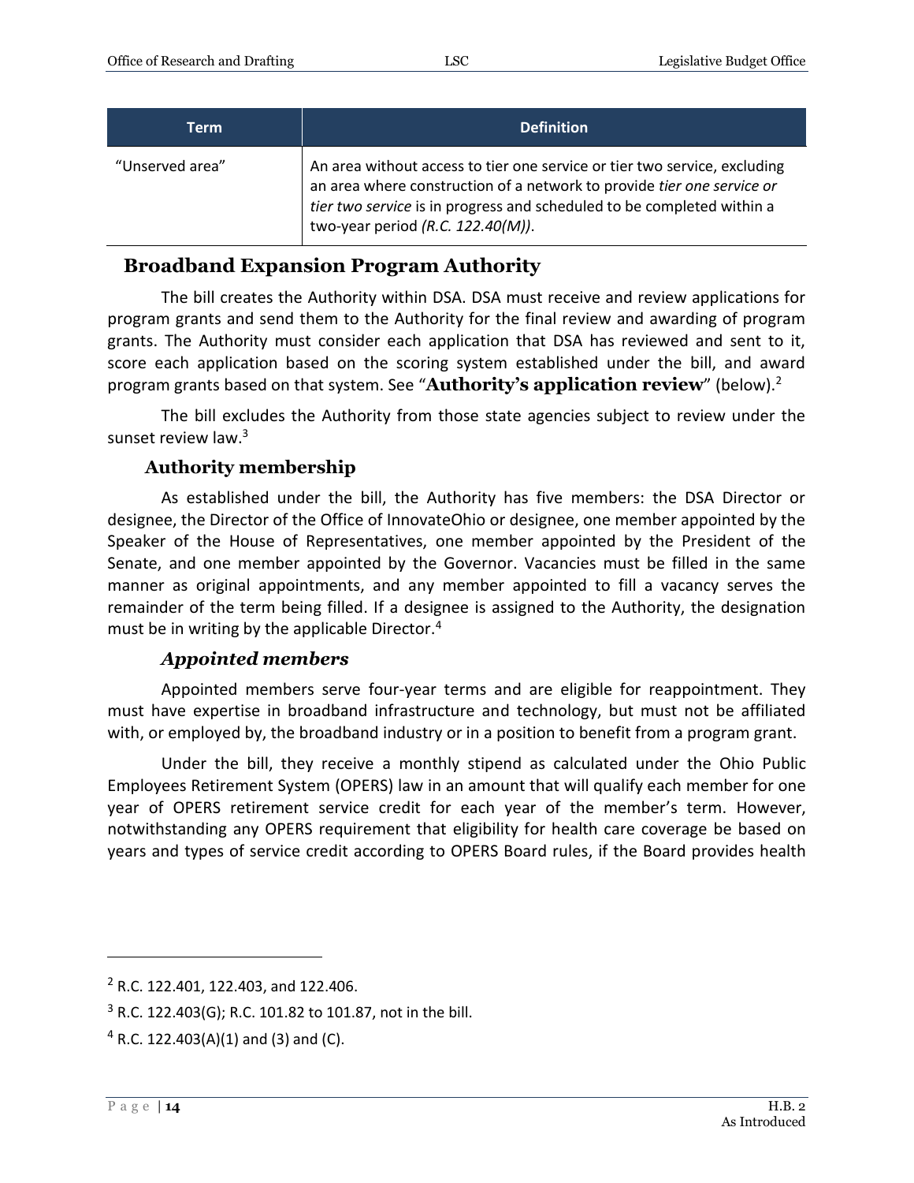| Term | Definition |
|---|---|
| "Unserved area" | An area without access to tier one service or tier two service, excluding an area where construction of a network to provide *tier one service or tier two service* is in progress and scheduled to be completed within a two-year period *(R.C. 122.40(M))*. |

## Broadband Expansion Program Authority

The bill creates the Authority within DSA. DSA must receive and review applications for program grants and send them to the Authority for the final review and awarding of program grants. The Authority must consider each application that DSA has reviewed and sent to it, score each application based on the scoring system established under the bill, and award program grants based on that system. See "**Authority's application review**" (below).[2]

The bill excludes the Authority from those state agencies subject to review under the sunset review law.[3]

### Authority membership

As established under the bill, the Authority has five members: the DSA Director or designee, the Director of the Office of InnovateOhio or designee, one member appointed by the Speaker of the House of Representatives, one member appointed by the President of the Senate, and one member appointed by the Governor. Vacancies must be filled in the same manner as original appointments, and any member appointed to fill a vacancy serves the remainder of the term being filled. If a designee is assigned to the Authority, the designation must be in writing by the applicable Director.[4]

#### *Appointed members*

Appointed members serve four-year terms and are eligible for reappointment. They must have expertise in broadband infrastructure and technology, but must not be affiliated with, or employed by, the broadband industry or in a position to benefit from a program grant.

Under the bill, they receive a monthly stipend as calculated under the Ohio Public Employees Retirement System (OPERS) law in an amount that will qualify each member for one year of OPERS retirement service credit for each year of the member's term. However, notwithstanding any OPERS requirement that eligibility for health care coverage be based on years and types of service credit according to OPERS Board rules, if the Board provides health

---

[2] R.C. 122.401, 122.403, and 122.406.

[3] R.C. 122.403(G); R.C. 101.82 to 101.87, not in the bill.

[4] R.C. 122.403(A)(1) and (3) and (C).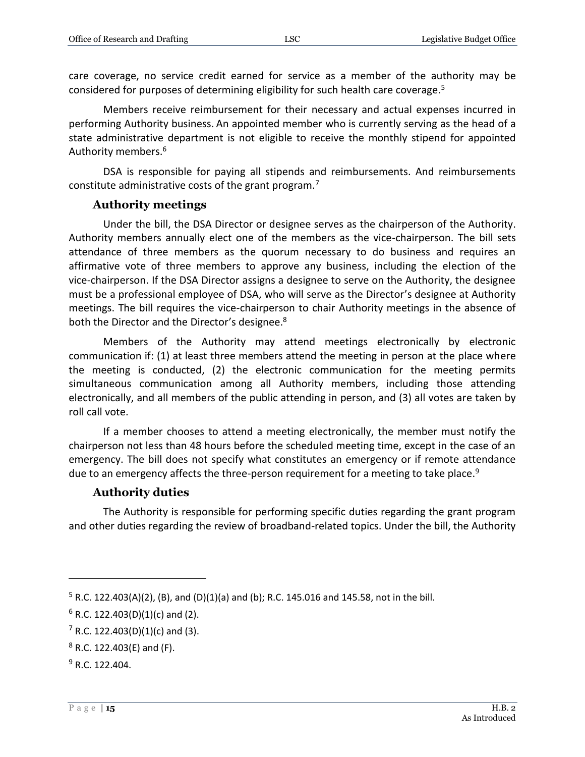care coverage, no service credit earned for service as a member of the authority may be considered for purposes of determining eligibility for such health care coverage.[5]

Members receive reimbursement for their necessary and actual expenses incurred in performing Authority business. An appointed member who is currently serving as the head of a state administrative department is not eligible to receive the monthly stipend for appointed Authority members.[6]

DSA is responsible for paying all stipends and reimbursements. And reimbursements constitute administrative costs of the grant program.[7]

### Authority meetings

Under the bill, the DSA Director or designee serves as the chairperson of the Authority. Authority members annually elect one of the members as the vice-chairperson. The bill sets attendance of three members as the quorum necessary to do business and requires an affirmative vote of three members to approve any business, including the election of the vice-chairperson. If the DSA Director assigns a designee to serve on the Authority, the designee must be a professional employee of DSA, who will serve as the Director's designee at Authority meetings. The bill requires the vice-chairperson to chair Authority meetings in the absence of both the Director and the Director's designee.[8]

Members of the Authority may attend meetings electronically by electronic communication if: (1) at least three members attend the meeting in person at the place where the meeting is conducted, (2) the electronic communication for the meeting permits simultaneous communication among all Authority members, including those attending electronically, and all members of the public attending in person, and (3) all votes are taken by roll call vote.

If a member chooses to attend a meeting electronically, the member must notify the chairperson not less than 48 hours before the scheduled meeting time, except in the case of an emergency. The bill does not specify what constitutes an emergency or if remote attendance due to an emergency affects the three-person requirement for a meeting to take place.[9]

### Authority duties

The Authority is responsible for performing specific duties regarding the grant program and other duties regarding the review of broadband-related topics. Under the bill, the Authority

---

[5] R.C. 122.403(A)(2), (B), and (D)(1)(a) and (b); R.C. 145.016 and 145.58, not in the bill.

[6] R.C. 122.403(D)(1)(c) and (2).

[7] R.C. 122.403(D)(1)(c) and (3).

[8] R.C. 122.403(E) and (F).

[9] R.C. 122.404.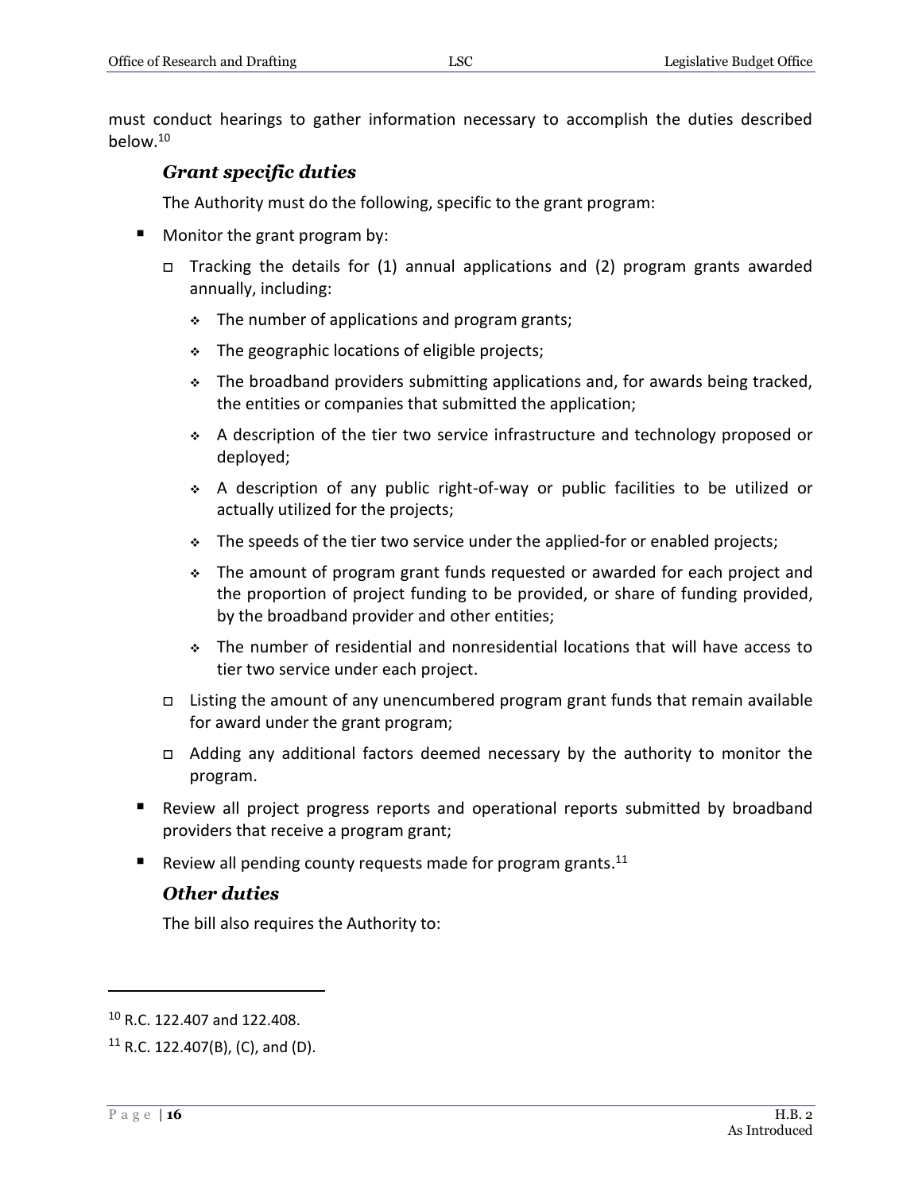must conduct hearings to gather information necessary to accomplish the duties described below.[10]

### *Grant specific duties*

The Authority must do the following, specific to the grant program:

- Monitor the grant program by:
  - Tracking the details for (1) annual applications and (2) program grants awarded annually, including:
    - The number of applications and program grants;
    - The geographic locations of eligible projects;
    - The broadband providers submitting applications and, for awards being tracked, the entities or companies that submitted the application;
    - A description of the tier two service infrastructure and technology proposed or deployed;
    - A description of any public right-of-way or public facilities to be utilized or actually utilized for the projects;
    - The speeds of the tier two service under the applied-for or enabled projects;
    - The amount of program grant funds requested or awarded for each project and the proportion of project funding to be provided, or share of funding provided, by the broadband provider and other entities;
    - The number of residential and nonresidential locations that will have access to tier two service under each project.
  - Listing the amount of any unencumbered program grant funds that remain available for award under the grant program;
  - Adding any additional factors deemed necessary by the authority to monitor the program.
- Review all project progress reports and operational reports submitted by broadband providers that receive a program grant;
- Review all pending county requests made for program grants.[11]

### *Other duties*

The bill also requires the Authority to:

---

[10] R.C. 122.407 and 122.408.

[11] R.C. 122.407(B), (C), and (D).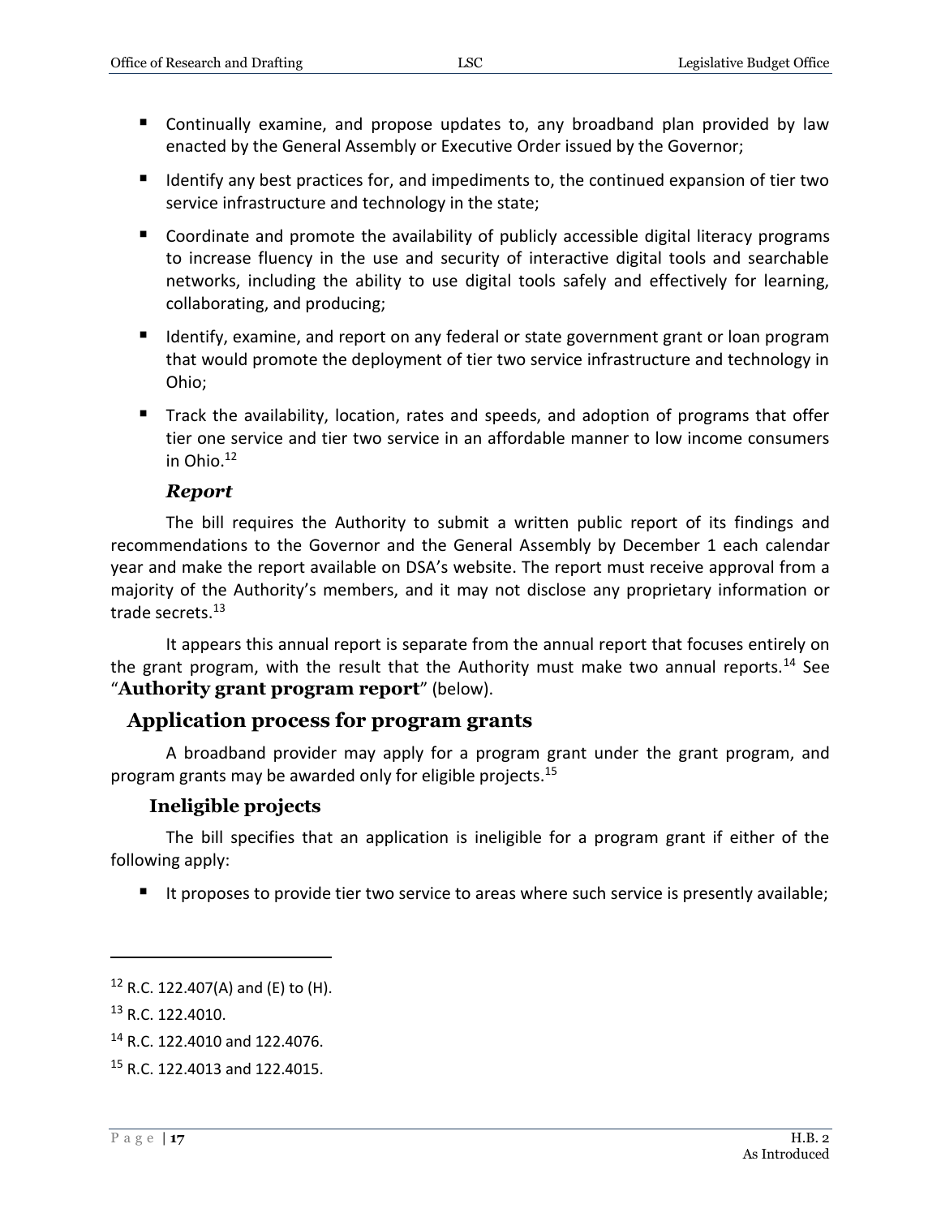- Continually examine, and propose updates to, any broadband plan provided by law enacted by the General Assembly or Executive Order issued by the Governor;
- Identify any best practices for, and impediments to, the continued expansion of tier two service infrastructure and technology in the state;
- Coordinate and promote the availability of publicly accessible digital literacy programs to increase fluency in the use and security of interactive digital tools and searchable networks, including the ability to use digital tools safely and effectively for learning, collaborating, and producing;
- Identify, examine, and report on any federal or state government grant or loan program that would promote the deployment of tier two service infrastructure and technology in Ohio;
- Track the availability, location, rates and speeds, and adoption of programs that offer tier one service and tier two service in an affordable manner to low income consumers in Ohio.[12]

#### *Report*

The bill requires the Authority to submit a written public report of its findings and recommendations to the Governor and the General Assembly by December 1 each calendar year and make the report available on DSA's website. The report must receive approval from a majority of the Authority's members, and it may not disclose any proprietary information or trade secrets.[13]

It appears this annual report is separate from the annual report that focuses entirely on the grant program, with the result that the Authority must make two annual reports.[14] See "**Authority grant program report**" (below).

## Application process for program grants

A broadband provider may apply for a program grant under the grant program, and program grants may be awarded only for eligible projects.[15]

### Ineligible projects

The bill specifies that an application is ineligible for a program grant if either of the following apply:

- It proposes to provide tier two service to areas where such service is presently available;

---

[12] R.C. 122.407(A) and (E) to (H).

[13] R.C. 122.4010.

[14] R.C. 122.4010 and 122.4076.

[15] R.C. 122.4013 and 122.4015.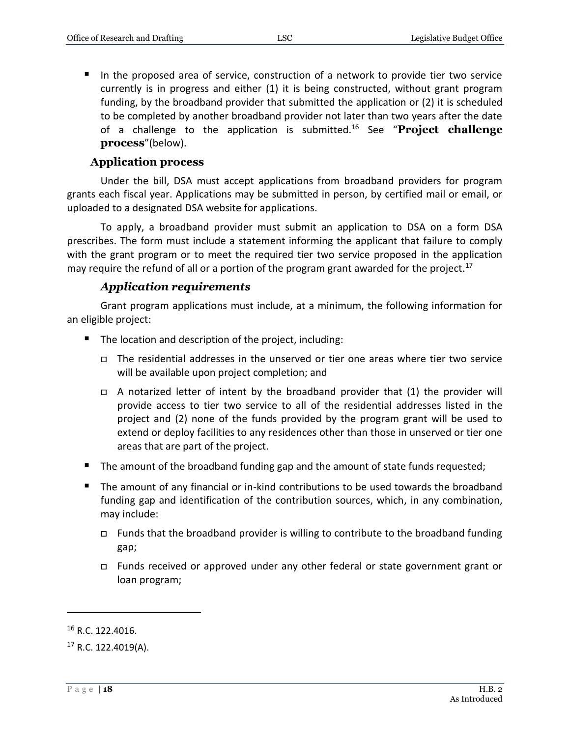- In the proposed area of service, construction of a network to provide tier two service currently is in progress and either (1) it is being constructed, without grant program funding, by the broadband provider that submitted the application or (2) it is scheduled to be completed by another broadband provider not later than two years after the date of a challenge to the application is submitted.[16] See "**Project challenge process**"(below).

### Application process

Under the bill, DSA must accept applications from broadband providers for program grants each fiscal year. Applications may be submitted in person, by certified mail or email, or uploaded to a designated DSA website for applications.

To apply, a broadband provider must submit an application to DSA on a form DSA prescribes. The form must include a statement informing the applicant that failure to comply with the grant program or to meet the required tier two service proposed in the application may require the refund of all or a portion of the program grant awarded for the project.[17]

#### *Application requirements*

Grant program applications must include, at a minimum, the following information for an eligible project:

- The location and description of the project, including:
  - The residential addresses in the unserved or tier one areas where tier two service will be available upon project completion; and
  - A notarized letter of intent by the broadband provider that (1) the provider will provide access to tier two service to all of the residential addresses listed in the project and (2) none of the funds provided by the program grant will be used to extend or deploy facilities to any residences other than those in unserved or tier one areas that are part of the project.
- The amount of the broadband funding gap and the amount of state funds requested;
- The amount of any financial or in-kind contributions to be used towards the broadband funding gap and identification of the contribution sources, which, in any combination, may include:
  - Funds that the broadband provider is willing to contribute to the broadband funding gap;
  - Funds received or approved under any other federal or state government grant or loan program;

---

[16] R.C. 122.4016.

[17] R.C. 122.4019(A).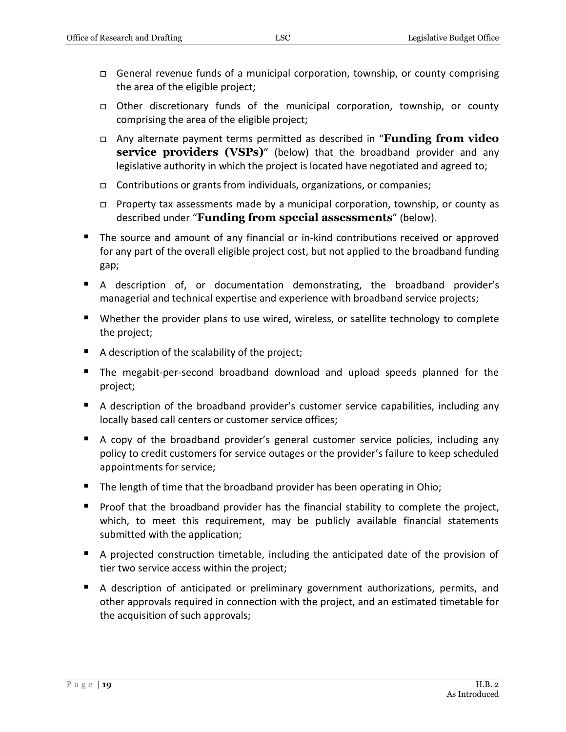- General revenue funds of a municipal corporation, township, or county comprising the area of the eligible project;
  - Other discretionary funds of the municipal corporation, township, or county comprising the area of the eligible project;
  - Any alternate payment terms permitted as described in "**Funding from video service providers (VSPs)**" (below) that the broadband provider and any legislative authority in which the project is located have negotiated and agreed to;
  - Contributions or grants from individuals, organizations, or companies;
  - Property tax assessments made by a municipal corporation, township, or county as described under "**Funding from special assessments**" (below).
- The source and amount of any financial or in-kind contributions received or approved for any part of the overall eligible project cost, but not applied to the broadband funding gap;
- A description of, or documentation demonstrating, the broadband provider's managerial and technical expertise and experience with broadband service projects;
- Whether the provider plans to use wired, wireless, or satellite technology to complete the project;
- A description of the scalability of the project;
- The megabit-per-second broadband download and upload speeds planned for the project;
- A description of the broadband provider's customer service capabilities, including any locally based call centers or customer service offices;
- A copy of the broadband provider's general customer service policies, including any policy to credit customers for service outages or the provider's failure to keep scheduled appointments for service;
- The length of time that the broadband provider has been operating in Ohio;
- Proof that the broadband provider has the financial stability to complete the project, which, to meet this requirement, may be publicly available financial statements submitted with the application;
- A projected construction timetable, including the anticipated date of the provision of tier two service access within the project;
- A description of anticipated or preliminary government authorizations, permits, and other approvals required in connection with the project, and an estimated timetable for the acquisition of such approvals;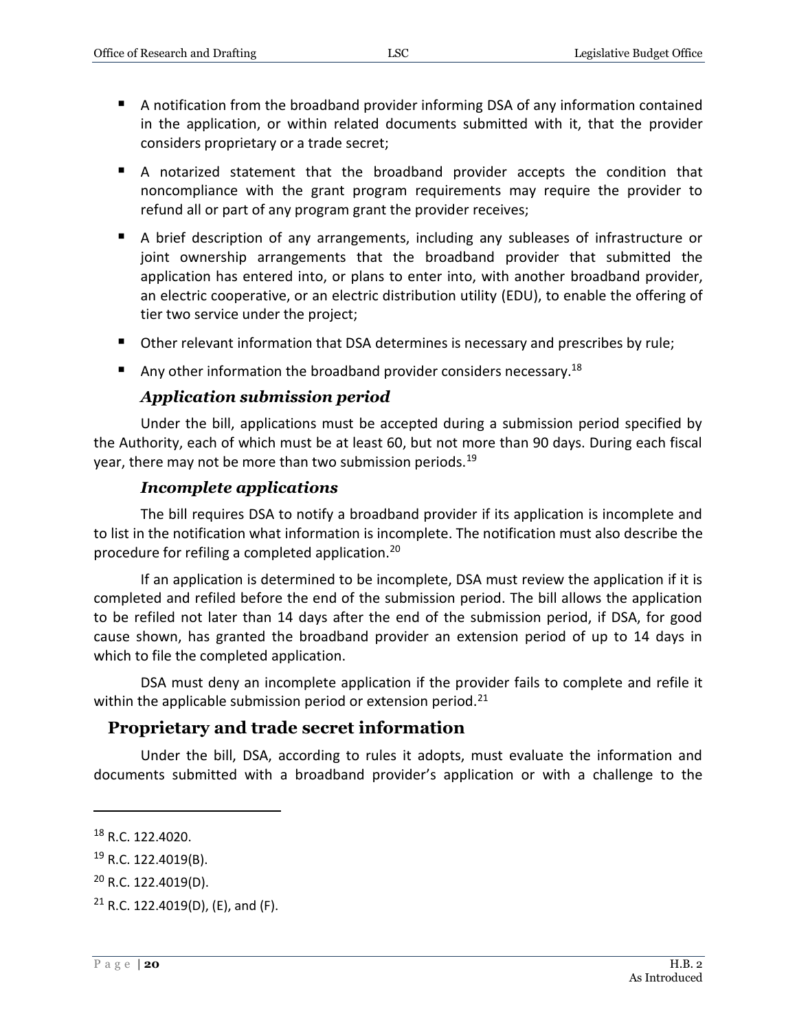- A notification from the broadband provider informing DSA of any information contained in the application, or within related documents submitted with it, that the provider considers proprietary or a trade secret;
- A notarized statement that the broadband provider accepts the condition that noncompliance with the grant program requirements may require the provider to refund all or part of any program grant the provider receives;
- A brief description of any arrangements, including any subleases of infrastructure or joint ownership arrangements that the broadband provider that submitted the application has entered into, or plans to enter into, with another broadband provider, an electric cooperative, or an electric distribution utility (EDU), to enable the offering of tier two service under the project;
- Other relevant information that DSA determines is necessary and prescribes by rule;
- Any other information the broadband provider considers necessary.[18]

#### *Application submission period*

Under the bill, applications must be accepted during a submission period specified by the Authority, each of which must be at least 60, but not more than 90 days. During each fiscal year, there may not be more than two submission periods.[19]

#### *Incomplete applications*

The bill requires DSA to notify a broadband provider if its application is incomplete and to list in the notification what information is incomplete. The notification must also describe the procedure for refiling a completed application.[20]

If an application is determined to be incomplete, DSA must review the application if it is completed and refiled before the end of the submission period. The bill allows the application to be refiled not later than 14 days after the end of the submission period, if DSA, for good cause shown, has granted the broadband provider an extension period of up to 14 days in which to file the completed application.

DSA must deny an incomplete application if the provider fails to complete and refile it within the applicable submission period or extension period.[21]

### Proprietary and trade secret information

Under the bill, DSA, according to rules it adopts, must evaluate the information and documents submitted with a broadband provider's application or with a challenge to the

---

[18] R.C. 122.4020.

[19] R.C. 122.4019(B).

[20] R.C. 122.4019(D).

[21] R.C. 122.4019(D), (E), and (F).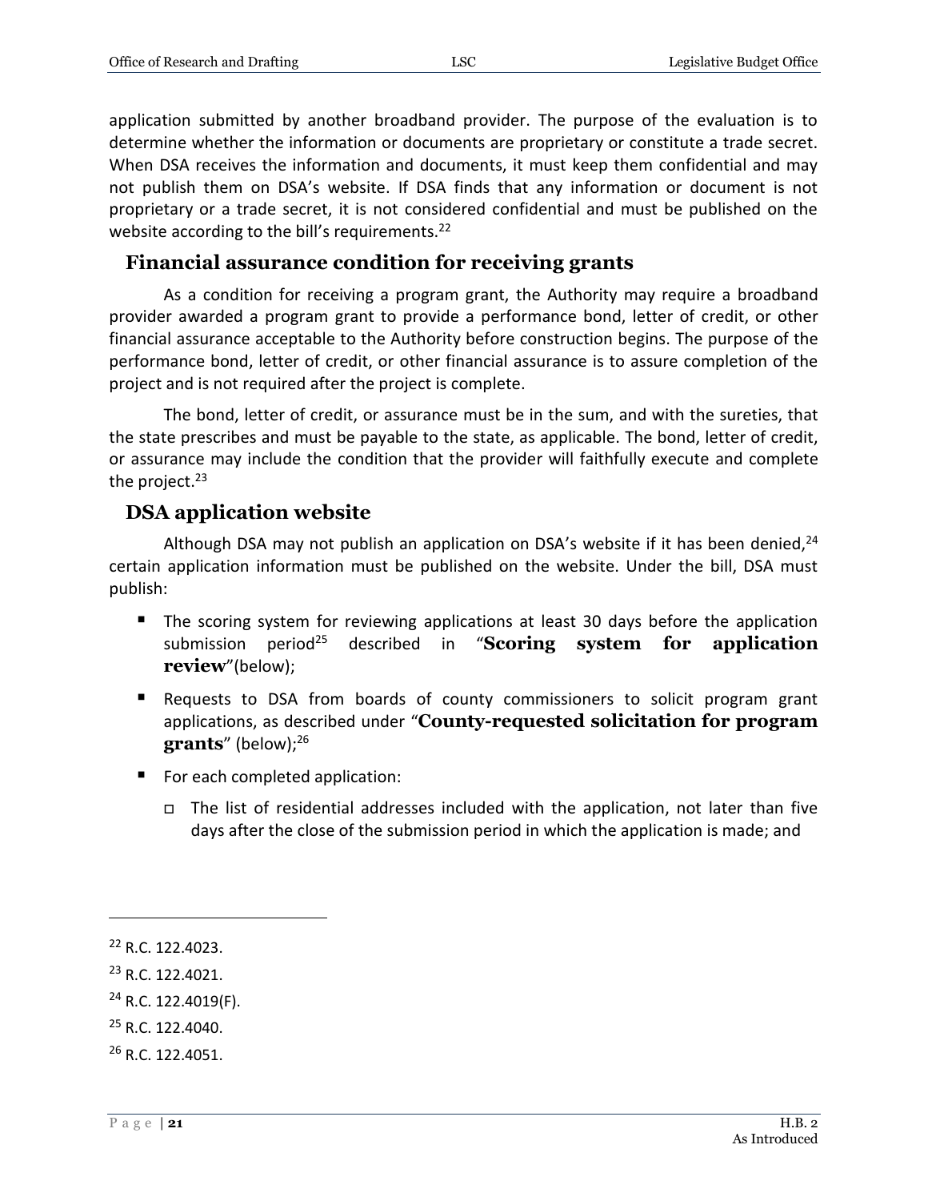application submitted by another broadband provider. The purpose of the evaluation is to determine whether the information or documents are proprietary or constitute a trade secret. When DSA receives the information and documents, it must keep them confidential and may not publish them on DSA's website. If DSA finds that any information or document is not proprietary or a trade secret, it is not considered confidential and must be published on the website according to the bill's requirements.[22]

### Financial assurance condition for receiving grants

As a condition for receiving a program grant, the Authority may require a broadband provider awarded a program grant to provide a performance bond, letter of credit, or other financial assurance acceptable to the Authority before construction begins. The purpose of the performance bond, letter of credit, or other financial assurance is to assure completion of the project and is not required after the project is complete.

The bond, letter of credit, or assurance must be in the sum, and with the sureties, that the state prescribes and must be payable to the state, as applicable. The bond, letter of credit, or assurance may include the condition that the provider will faithfully execute and complete the project.[23]

### DSA application website

Although DSA may not publish an application on DSA's website if it has been denied,[24] certain application information must be published on the website. Under the bill, DSA must publish:

- The scoring system for reviewing applications at least 30 days before the application submission period[25] described in "**Scoring system for application review**"(below);
- Requests to DSA from boards of county commissioners to solicit program grant applications, as described under "**County-requested solicitation for program grants**" (below);[26]
- For each completed application:
  - The list of residential addresses included with the application, not later than five days after the close of the submission period in which the application is made; and

---

[22] R.C. 122.4023.

[23] R.C. 122.4021.

[24] R.C. 122.4019(F).

[25] R.C. 122.4040.

[26] R.C. 122.4051.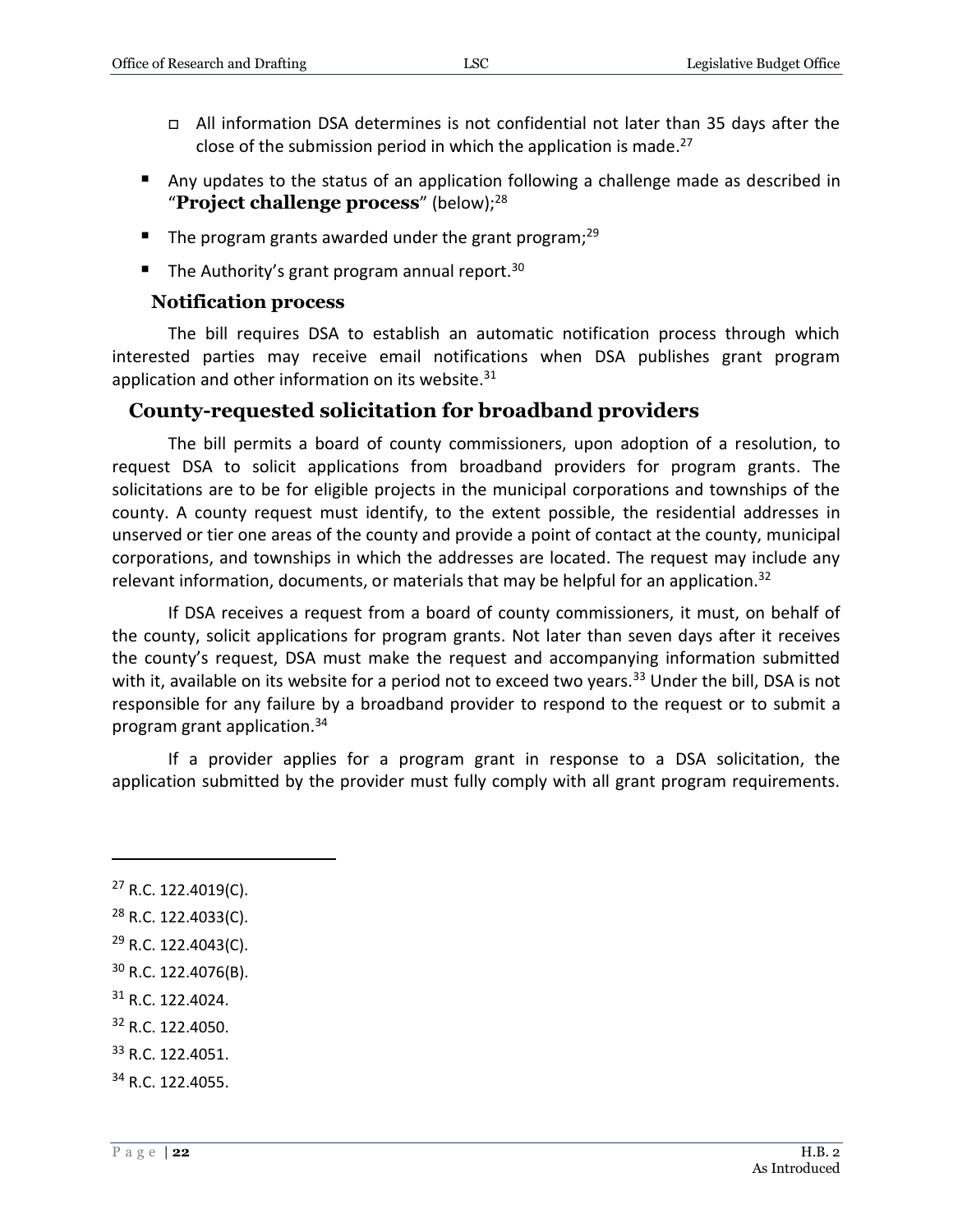- All information DSA determines is not confidential not later than 35 days after the close of the submission period in which the application is made.[27]

- Any updates to the status of an application following a challenge made as described in "**Project challenge process**" (below);[28]
- The program grants awarded under the grant program;[29]
- The Authority's grant program annual report.[30]

### Notification process

The bill requires DSA to establish an automatic notification process through which interested parties may receive email notifications when DSA publishes grant program application and other information on its website.[31]

## County-requested solicitation for broadband providers

The bill permits a board of county commissioners, upon adoption of a resolution, to request DSA to solicit applications from broadband providers for program grants. The solicitations are to be for eligible projects in the municipal corporations and townships of the county. A county request must identify, to the extent possible, the residential addresses in unserved or tier one areas of the county and provide a point of contact at the county, municipal corporations, and townships in which the addresses are located. The request may include any relevant information, documents, or materials that may be helpful for an application.[32]

If DSA receives a request from a board of county commissioners, it must, on behalf of the county, solicit applications for program grants. Not later than seven days after it receives the county's request, DSA must make the request and accompanying information submitted with it, available on its website for a period not to exceed two years.[33] Under the bill, DSA is not responsible for any failure by a broadband provider to respond to the request or to submit a program grant application.[34]

If a provider applies for a program grant in response to a DSA solicitation, the application submitted by the provider must fully comply with all grant program requirements.

---

[27] R.C. 122.4019(C).

[28] R.C. 122.4033(C).

[29] R.C. 122.4043(C).

[30] R.C. 122.4076(B).

[31] R.C. 122.4024.

[32] R.C. 122.4050.

[33] R.C. 122.4051.

[34] R.C. 122.4055.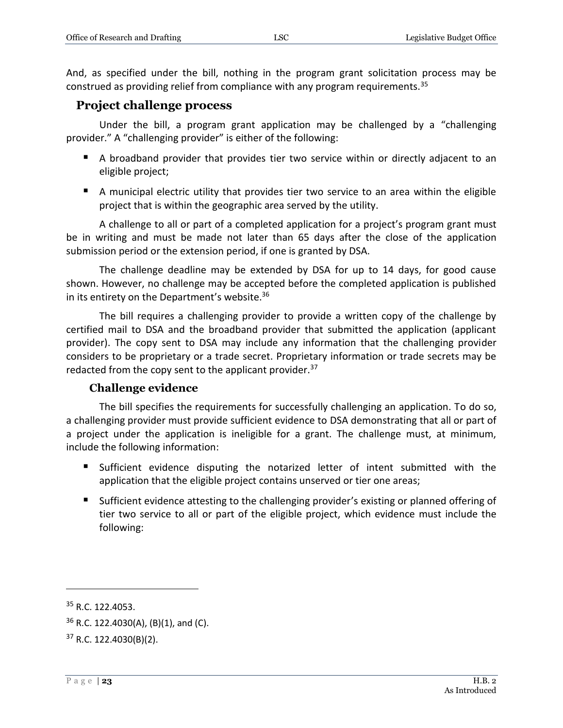And, as specified under the bill, nothing in the program grant solicitation process may be construed as providing relief from compliance with any program requirements.[35]

## Project challenge process

Under the bill, a program grant application may be challenged by a "challenging provider." A "challenging provider" is either of the following:

- A broadband provider that provides tier two service within or directly adjacent to an eligible project;
- A municipal electric utility that provides tier two service to an area within the eligible project that is within the geographic area served by the utility.

A challenge to all or part of a completed application for a project's program grant must be in writing and must be made not later than 65 days after the close of the application submission period or the extension period, if one is granted by DSA.

The challenge deadline may be extended by DSA for up to 14 days, for good cause shown. However, no challenge may be accepted before the completed application is published in its entirety on the Department's website.[36]

The bill requires a challenging provider to provide a written copy of the challenge by certified mail to DSA and the broadband provider that submitted the application (applicant provider). The copy sent to DSA may include any information that the challenging provider considers to be proprietary or a trade secret. Proprietary information or trade secrets may be redacted from the copy sent to the applicant provider.[37]

### Challenge evidence

The bill specifies the requirements for successfully challenging an application. To do so, a challenging provider must provide sufficient evidence to DSA demonstrating that all or part of a project under the application is ineligible for a grant. The challenge must, at minimum, include the following information:

- Sufficient evidence disputing the notarized letter of intent submitted with the application that the eligible project contains unserved or tier one areas;
- Sufficient evidence attesting to the challenging provider's existing or planned offering of tier two service to all or part of the eligible project, which evidence must include the following:

---

[35] R.C. 122.4053.

[36] R.C. 122.4030(A), (B)(1), and (C).

[37] R.C. 122.4030(B)(2).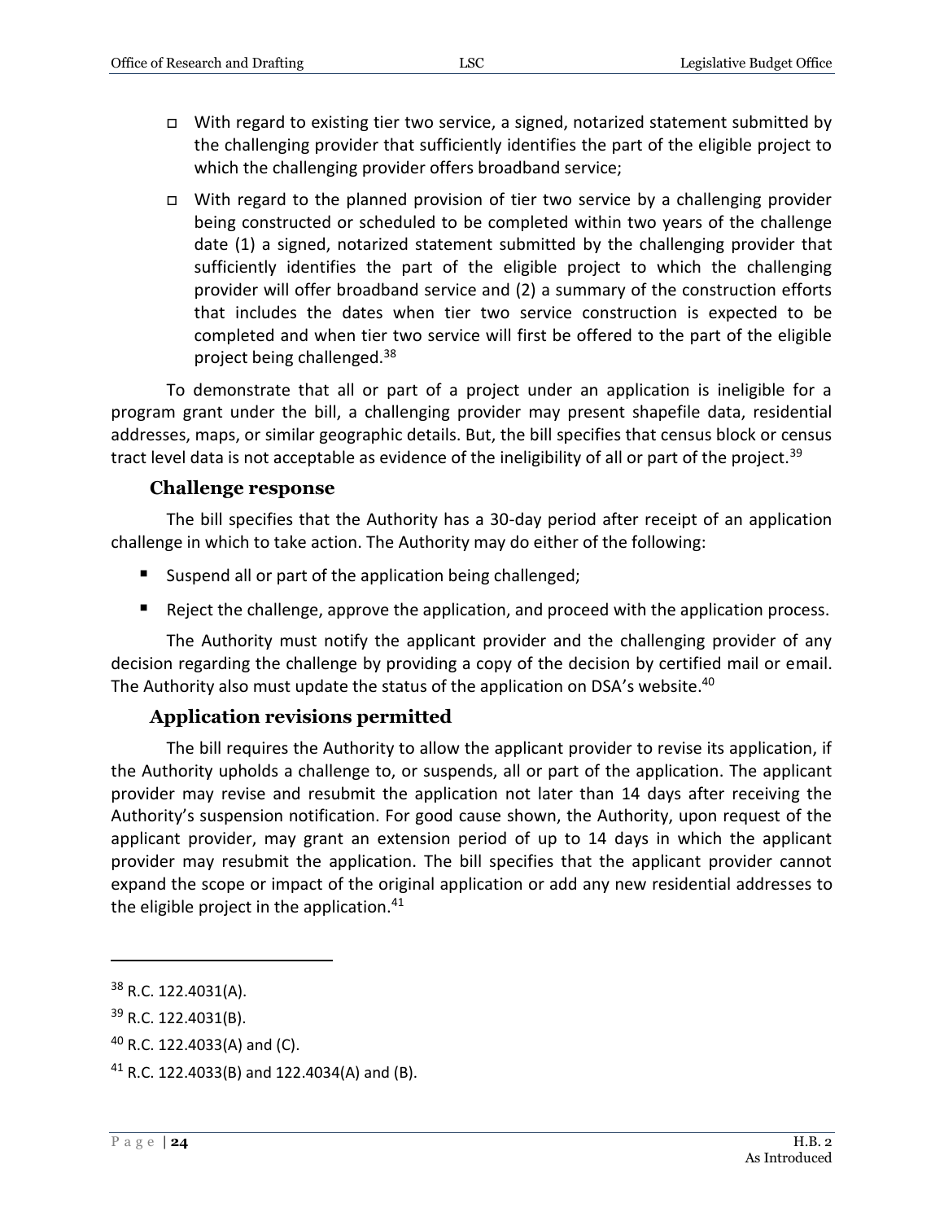- With regard to existing tier two service, a signed, notarized statement submitted by the challenging provider that sufficiently identifies the part of the eligible project to which the challenging provider offers broadband service;
- With regard to the planned provision of tier two service by a challenging provider being constructed or scheduled to be completed within two years of the challenge date (1) a signed, notarized statement submitted by the challenging provider that sufficiently identifies the part of the eligible project to which the challenging provider will offer broadband service and (2) a summary of the construction efforts that includes the dates when tier two service construction is expected to be completed and when tier two service will first be offered to the part of the eligible project being challenged.[38]

To demonstrate that all or part of a project under an application is ineligible for a program grant under the bill, a challenging provider may present shapefile data, residential addresses, maps, or similar geographic details. But, the bill specifies that census block or census tract level data is not acceptable as evidence of the ineligibility of all or part of the project.[39]

### Challenge response

The bill specifies that the Authority has a 30-day period after receipt of an application challenge in which to take action. The Authority may do either of the following:

- Suspend all or part of the application being challenged;
- Reject the challenge, approve the application, and proceed with the application process.

The Authority must notify the applicant provider and the challenging provider of any decision regarding the challenge by providing a copy of the decision by certified mail or email. The Authority also must update the status of the application on DSA's website.[40]

### Application revisions permitted

The bill requires the Authority to allow the applicant provider to revise its application, if the Authority upholds a challenge to, or suspends, all or part of the application. The applicant provider may revise and resubmit the application not later than 14 days after receiving the Authority's suspension notification. For good cause shown, the Authority, upon request of the applicant provider, may grant an extension period of up to 14 days in which the applicant provider may resubmit the application. The bill specifies that the applicant provider cannot expand the scope or impact of the original application or add any new residential addresses to the eligible project in the application.[41]

---

[38] R.C. 122.4031(A).

[39] R.C. 122.4031(B).

[40] R.C. 122.4033(A) and (C).

[41] R.C. 122.4033(B) and 122.4034(A) and (B).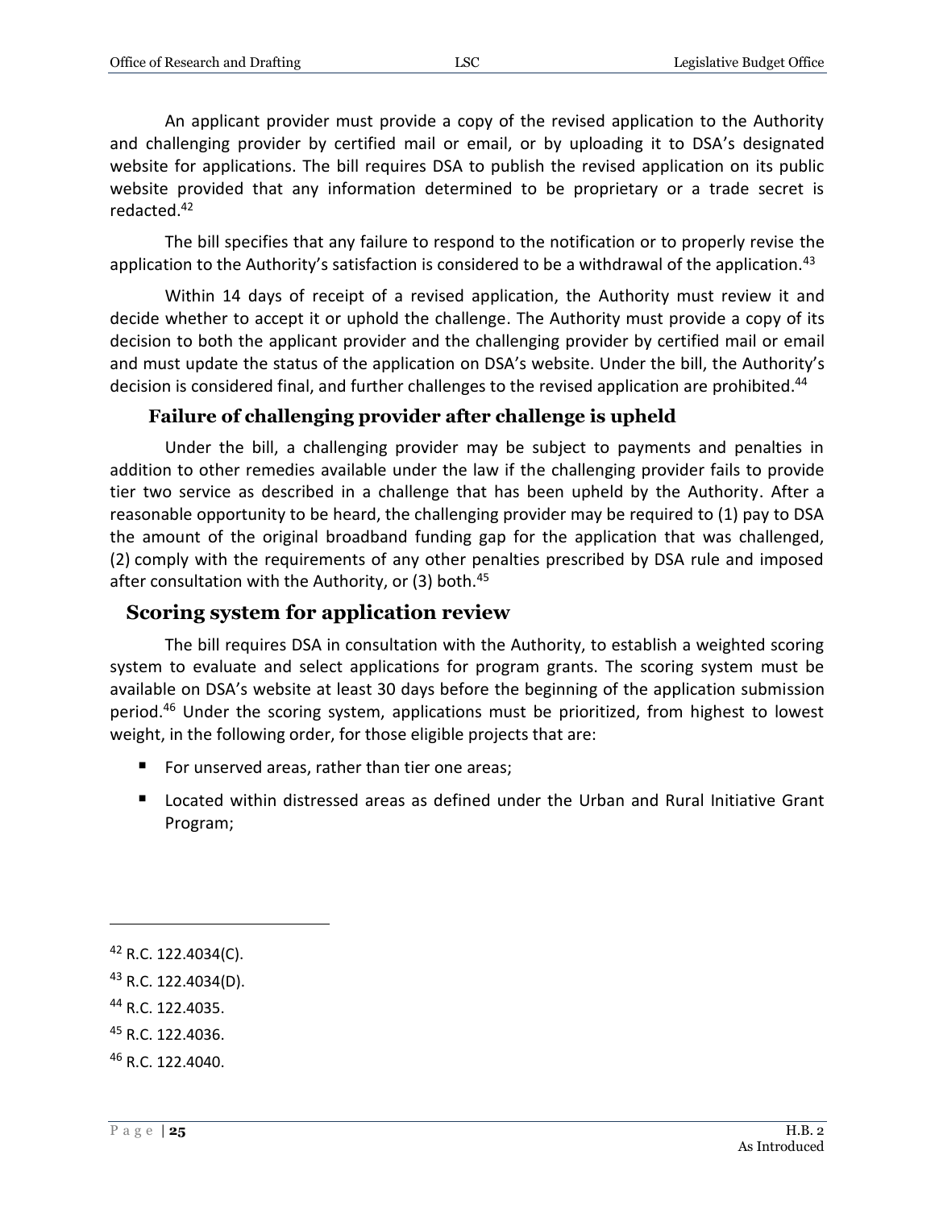An applicant provider must provide a copy of the revised application to the Authority and challenging provider by certified mail or email, or by uploading it to DSA's designated website for applications. The bill requires DSA to publish the revised application on its public website provided that any information determined to be proprietary or a trade secret is redacted.[42]

The bill specifies that any failure to respond to the notification or to properly revise the application to the Authority's satisfaction is considered to be a withdrawal of the application.[43]

Within 14 days of receipt of a revised application, the Authority must review it and decide whether to accept it or uphold the challenge. The Authority must provide a copy of its decision to both the applicant provider and the challenging provider by certified mail or email and must update the status of the application on DSA's website. Under the bill, the Authority's decision is considered final, and further challenges to the revised application are prohibited.[44]

### Failure of challenging provider after challenge is upheld

Under the bill, a challenging provider may be subject to payments and penalties in addition to other remedies available under the law if the challenging provider fails to provide tier two service as described in a challenge that has been upheld by the Authority. After a reasonable opportunity to be heard, the challenging provider may be required to (1) pay to DSA the amount of the original broadband funding gap for the application that was challenged, (2) comply with the requirements of any other penalties prescribed by DSA rule and imposed after consultation with the Authority, or (3) both.[45]

## Scoring system for application review

The bill requires DSA in consultation with the Authority, to establish a weighted scoring system to evaluate and select applications for program grants. The scoring system must be available on DSA's website at least 30 days before the beginning of the application submission period.[46] Under the scoring system, applications must be prioritized, from highest to lowest weight, in the following order, for those eligible projects that are:

- For unserved areas, rather than tier one areas;
- Located within distressed areas as defined under the Urban and Rural Initiative Grant Program;

---

[42] R.C. 122.4034(C).

[43] R.C. 122.4034(D).

[44] R.C. 122.4035.

[45] R.C. 122.4036.

[46] R.C. 122.4040.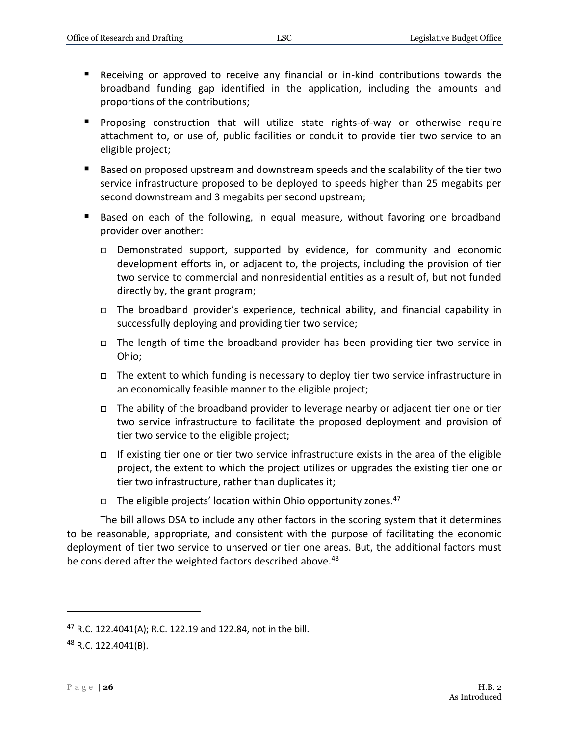- Receiving or approved to receive any financial or in-kind contributions towards the broadband funding gap identified in the application, including the amounts and proportions of the contributions;
- Proposing construction that will utilize state rights-of-way or otherwise require attachment to, or use of, public facilities or conduit to provide tier two service to an eligible project;
- Based on proposed upstream and downstream speeds and the scalability of the tier two service infrastructure proposed to be deployed to speeds higher than 25 megabits per second downstream and 3 megabits per second upstream;
- Based on each of the following, in equal measure, without favoring one broadband provider over another:
  - Demonstrated support, supported by evidence, for community and economic development efforts in, or adjacent to, the projects, including the provision of tier two service to commercial and nonresidential entities as a result of, but not funded directly by, the grant program;
  - The broadband provider's experience, technical ability, and financial capability in successfully deploying and providing tier two service;
  - The length of time the broadband provider has been providing tier two service in Ohio;
  - The extent to which funding is necessary to deploy tier two service infrastructure in an economically feasible manner to the eligible project;
  - The ability of the broadband provider to leverage nearby or adjacent tier one or tier two service infrastructure to facilitate the proposed deployment and provision of tier two service to the eligible project;
  - If existing tier one or tier two service infrastructure exists in the area of the eligible project, the extent to which the project utilizes or upgrades the existing tier one or tier two infrastructure, rather than duplicates it;
  - The eligible projects' location within Ohio opportunity zones.[47]

The bill allows DSA to include any other factors in the scoring system that it determines to be reasonable, appropriate, and consistent with the purpose of facilitating the economic deployment of tier two service to unserved or tier one areas. But, the additional factors must be considered after the weighted factors described above.[48]

---

[47] R.C. 122.4041(A); R.C. 122.19 and 122.84, not in the bill.

[48] R.C. 122.4041(B).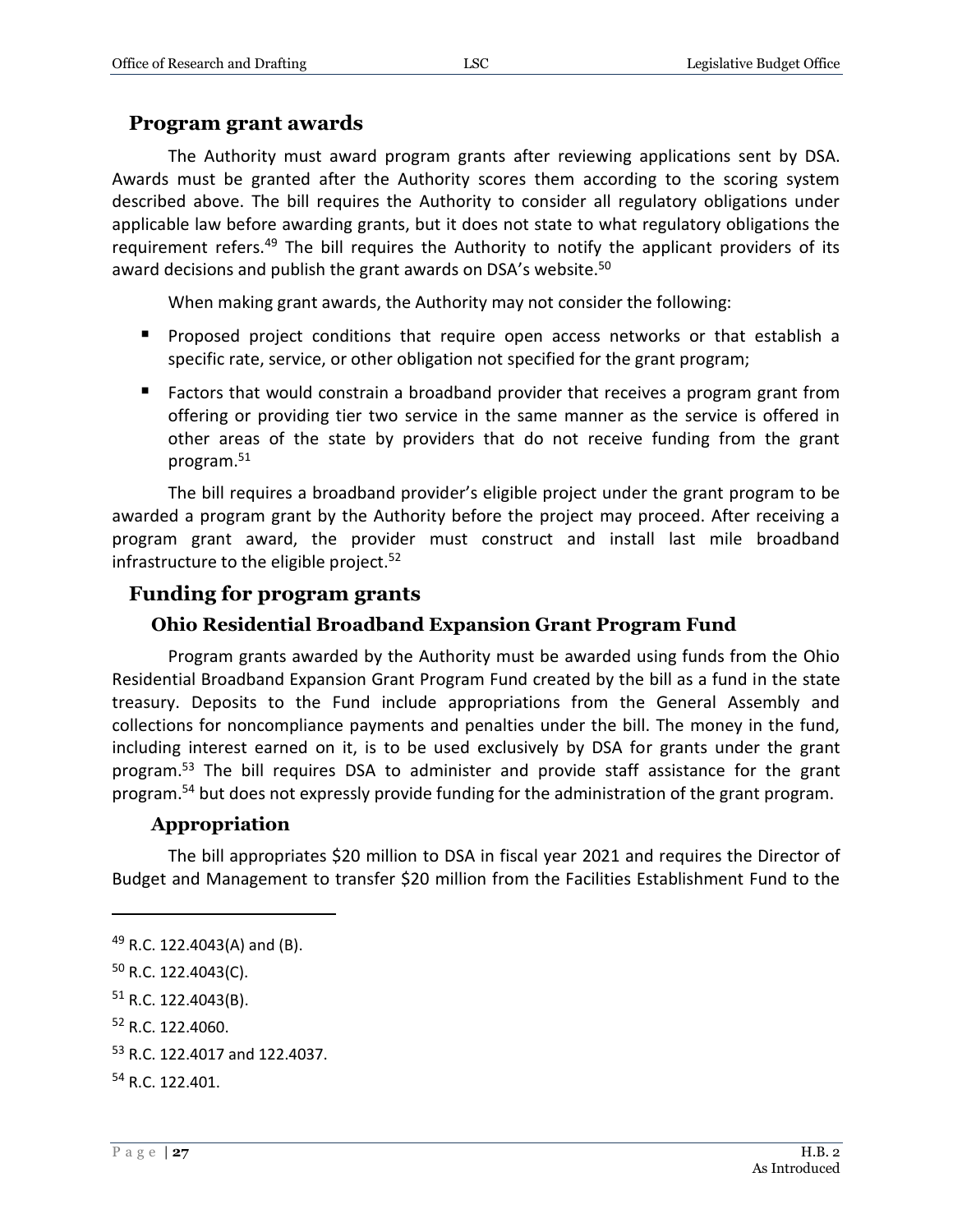## Program grant awards

The Authority must award program grants after reviewing applications sent by DSA. Awards must be granted after the Authority scores them according to the scoring system described above. The bill requires the Authority to consider all regulatory obligations under applicable law before awarding grants, but it does not state to what regulatory obligations the requirement refers.[49] The bill requires the Authority to notify the applicant providers of its award decisions and publish the grant awards on DSA's website.[50]

When making grant awards, the Authority may not consider the following:

- Proposed project conditions that require open access networks or that establish a specific rate, service, or other obligation not specified for the grant program;
- Factors that would constrain a broadband provider that receives a program grant from offering or providing tier two service in the same manner as the service is offered in other areas of the state by providers that do not receive funding from the grant program.[51]

The bill requires a broadband provider's eligible project under the grant program to be awarded a program grant by the Authority before the project may proceed. After receiving a program grant award, the provider must construct and install last mile broadband infrastructure to the eligible project.[52]

## Funding for program grants

### Ohio Residential Broadband Expansion Grant Program Fund

Program grants awarded by the Authority must be awarded using funds from the Ohio Residential Broadband Expansion Grant Program Fund created by the bill as a fund in the state treasury. Deposits to the Fund include appropriations from the General Assembly and collections for noncompliance payments and penalties under the bill. The money in the fund, including interest earned on it, is to be used exclusively by DSA for grants under the grant program.[53] The bill requires DSA to administer and provide staff assistance for the grant program.[54] but does not expressly provide funding for the administration of the grant program.

### Appropriation

The bill appropriates $20 million to DSA in fiscal year 2021 and requires the Director of Budget and Management to transfer $20 million from the Facilities Establishment Fund to the

---

[49] R.C. 122.4043(A) and (B).

[50] R.C. 122.4043(C).

[51] R.C. 122.4043(B).

[52] R.C. 122.4060.

[53] R.C. 122.4017 and 122.4037.

[54] R.C. 122.401.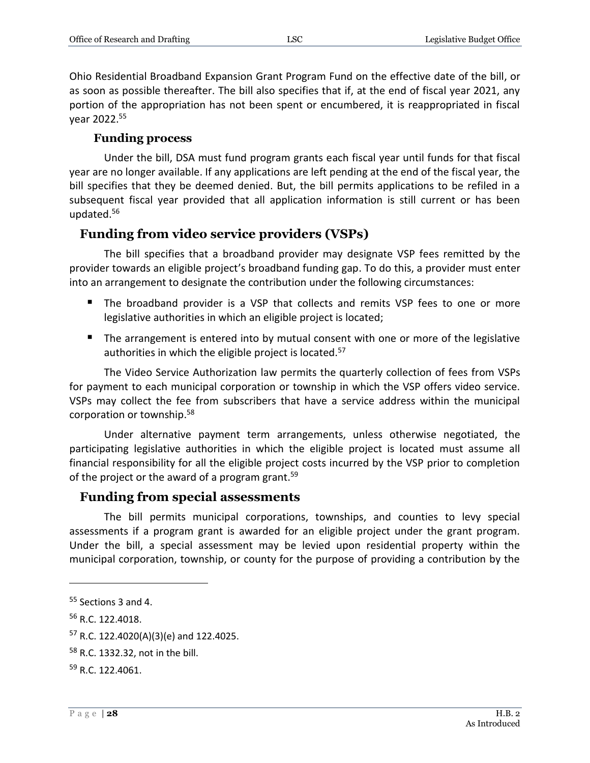Ohio Residential Broadband Expansion Grant Program Fund on the effective date of the bill, or as soon as possible thereafter. The bill also specifies that if, at the end of fiscal year 2021, any portion of the appropriation has not been spent or encumbered, it is reappropriated in fiscal year 2022.[55]

### Funding process

Under the bill, DSA must fund program grants each fiscal year until funds for that fiscal year are no longer available. If any applications are left pending at the end of the fiscal year, the bill specifies that they be deemed denied. But, the bill permits applications to be refiled in a subsequent fiscal year provided that all application information is still current or has been updated.[56]

## Funding from video service providers (VSPs)

The bill specifies that a broadband provider may designate VSP fees remitted by the provider towards an eligible project's broadband funding gap. To do this, a provider must enter into an arrangement to designate the contribution under the following circumstances:

- The broadband provider is a VSP that collects and remits VSP fees to one or more legislative authorities in which an eligible project is located;
- The arrangement is entered into by mutual consent with one or more of the legislative authorities in which the eligible project is located.[57]

The Video Service Authorization law permits the quarterly collection of fees from VSPs for payment to each municipal corporation or township in which the VSP offers video service. VSPs may collect the fee from subscribers that have a service address within the municipal corporation or township.[58]

Under alternative payment term arrangements, unless otherwise negotiated, the participating legislative authorities in which the eligible project is located must assume all financial responsibility for all the eligible project costs incurred by the VSP prior to completion of the project or the award of a program grant.[59]

## Funding from special assessments

The bill permits municipal corporations, townships, and counties to levy special assessments if a program grant is awarded for an eligible project under the grant program. Under the bill, a special assessment may be levied upon residential property within the municipal corporation, township, or county for the purpose of providing a contribution by the

---

[55] Sections 3 and 4.

[56] R.C. 122.4018.

[57] R.C. 122.4020(A)(3)(e) and 122.4025.

[58] R.C. 1332.32, not in the bill.

[59] R.C. 122.4061.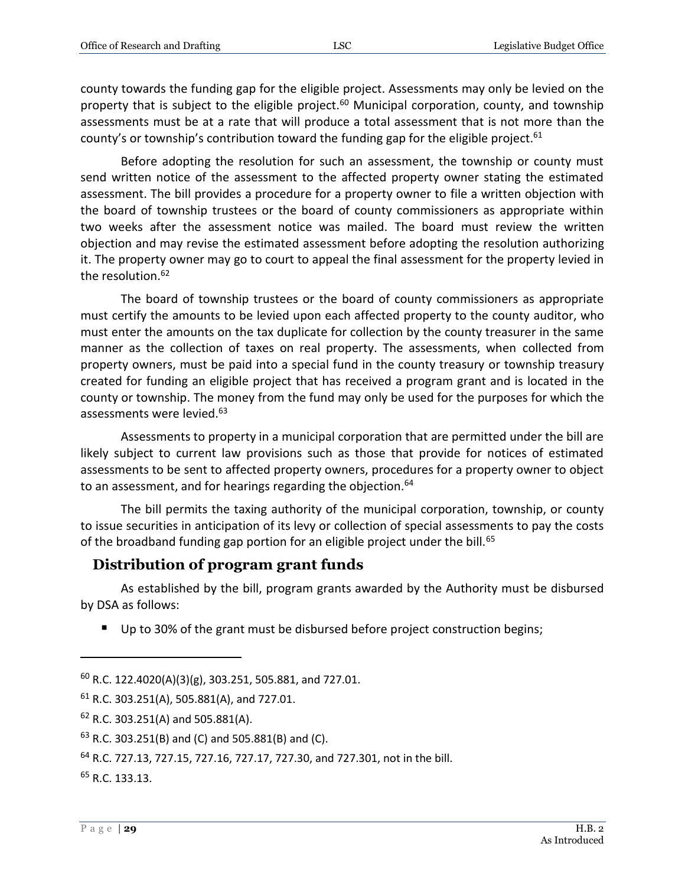county towards the funding gap for the eligible project. Assessments may only be levied on the property that is subject to the eligible project.[60] Municipal corporation, county, and township assessments must be at a rate that will produce a total assessment that is not more than the county's or township's contribution toward the funding gap for the eligible project.[61]

Before adopting the resolution for such an assessment, the township or county must send written notice of the assessment to the affected property owner stating the estimated assessment. The bill provides a procedure for a property owner to file a written objection with the board of township trustees or the board of county commissioners as appropriate within two weeks after the assessment notice was mailed. The board must review the written objection and may revise the estimated assessment before adopting the resolution authorizing it. The property owner may go to court to appeal the final assessment for the property levied in the resolution.[62]

The board of township trustees or the board of county commissioners as appropriate must certify the amounts to be levied upon each affected property to the county auditor, who must enter the amounts on the tax duplicate for collection by the county treasurer in the same manner as the collection of taxes on real property. The assessments, when collected from property owners, must be paid into a special fund in the county treasury or township treasury created for funding an eligible project that has received a program grant and is located in the county or township. The money from the fund may only be used for the purposes for which the assessments were levied.[63]

Assessments to property in a municipal corporation that are permitted under the bill are likely subject to current law provisions such as those that provide for notices of estimated assessments to be sent to affected property owners, procedures for a property owner to object to an assessment, and for hearings regarding the objection.[64]

The bill permits the taxing authority of the municipal corporation, township, or county to issue securities in anticipation of its levy or collection of special assessments to pay the costs of the broadband funding gap portion for an eligible project under the bill.[65]

## Distribution of program grant funds

As established by the bill, program grants awarded by the Authority must be disbursed by DSA as follows:

- Up to 30% of the grant must be disbursed before project construction begins;

---

[60] R.C. 122.4020(A)(3)(g), 303.251, 505.881, and 727.01.

[61] R.C. 303.251(A), 505.881(A), and 727.01.

[62] R.C. 303.251(A) and 505.881(A).

[63] R.C. 303.251(B) and (C) and 505.881(B) and (C).

[64] R.C. 727.13, 727.15, 727.16, 727.17, 727.30, and 727.301, not in the bill.

[65] R.C. 133.13.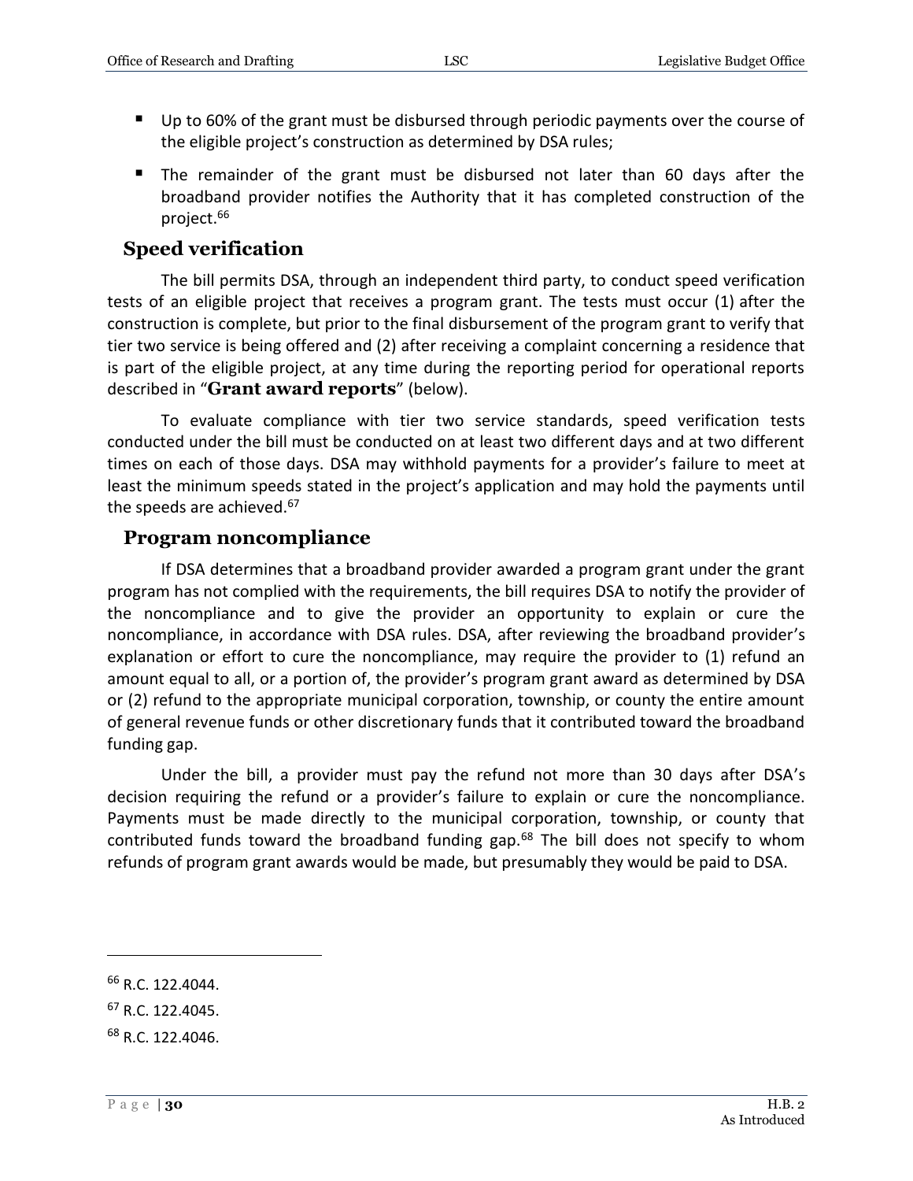- Up to 60% of the grant must be disbursed through periodic payments over the course of the eligible project's construction as determined by DSA rules;
- The remainder of the grant must be disbursed not later than 60 days after the broadband provider notifies the Authority that it has completed construction of the project.[66]

## Speed verification

The bill permits DSA, through an independent third party, to conduct speed verification tests of an eligible project that receives a program grant. The tests must occur (1) after the construction is complete, but prior to the final disbursement of the program grant to verify that tier two service is being offered and (2) after receiving a complaint concerning a residence that is part of the eligible project, at any time during the reporting period for operational reports described in "**Grant award reports**" (below).

To evaluate compliance with tier two service standards, speed verification tests conducted under the bill must be conducted on at least two different days and at two different times on each of those days. DSA may withhold payments for a provider's failure to meet at least the minimum speeds stated in the project's application and may hold the payments until the speeds are achieved.[67]

## Program noncompliance

If DSA determines that a broadband provider awarded a program grant under the grant program has not complied with the requirements, the bill requires DSA to notify the provider of the noncompliance and to give the provider an opportunity to explain or cure the noncompliance, in accordance with DSA rules. DSA, after reviewing the broadband provider's explanation or effort to cure the noncompliance, may require the provider to (1) refund an amount equal to all, or a portion of, the provider's program grant award as determined by DSA or (2) refund to the appropriate municipal corporation, township, or county the entire amount of general revenue funds or other discretionary funds that it contributed toward the broadband funding gap.

Under the bill, a provider must pay the refund not more than 30 days after DSA's decision requiring the refund or a provider's failure to explain or cure the noncompliance. Payments must be made directly to the municipal corporation, township, or county that contributed funds toward the broadband funding gap.[68] The bill does not specify to whom refunds of program grant awards would be made, but presumably they would be paid to DSA.

---

[66] R.C. 122.4044.

[67] R.C. 122.4045.

[68] R.C. 122.4046.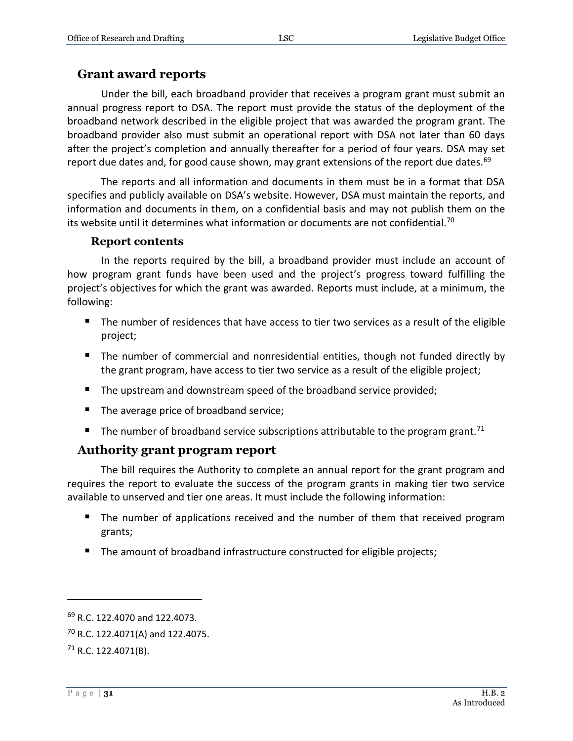## Grant award reports

Under the bill, each broadband provider that receives a program grant must submit an annual progress report to DSA. The report must provide the status of the deployment of the broadband network described in the eligible project that was awarded the program grant. The broadband provider also must submit an operational report with DSA not later than 60 days after the project's completion and annually thereafter for a period of four years. DSA may set report due dates and, for good cause shown, may grant extensions of the report due dates.[69]

The reports and all information and documents in them must be in a format that DSA specifies and publicly available on DSA's website. However, DSA must maintain the reports, and information and documents in them, on a confidential basis and may not publish them on the its website until it determines what information or documents are not confidential.[70]

### Report contents

In the reports required by the bill, a broadband provider must include an account of how program grant funds have been used and the project's progress toward fulfilling the project's objectives for which the grant was awarded. Reports must include, at a minimum, the following:

- The number of residences that have access to tier two services as a result of the eligible project;
- The number of commercial and nonresidential entities, though not funded directly by the grant program, have access to tier two service as a result of the eligible project;
- The upstream and downstream speed of the broadband service provided;
- The average price of broadband service;
- The number of broadband service subscriptions attributable to the program grant.[71]

## Authority grant program report

The bill requires the Authority to complete an annual report for the grant program and requires the report to evaluate the success of the program grants in making tier two service available to unserved and tier one areas. It must include the following information:

- The number of applications received and the number of them that received program grants;
- The amount of broadband infrastructure constructed for eligible projects;

[69] R.C. 122.4070 and 122.4073.

[70] R.C. 122.4071(A) and 122.4075.

[71] R.C. 122.4071(B).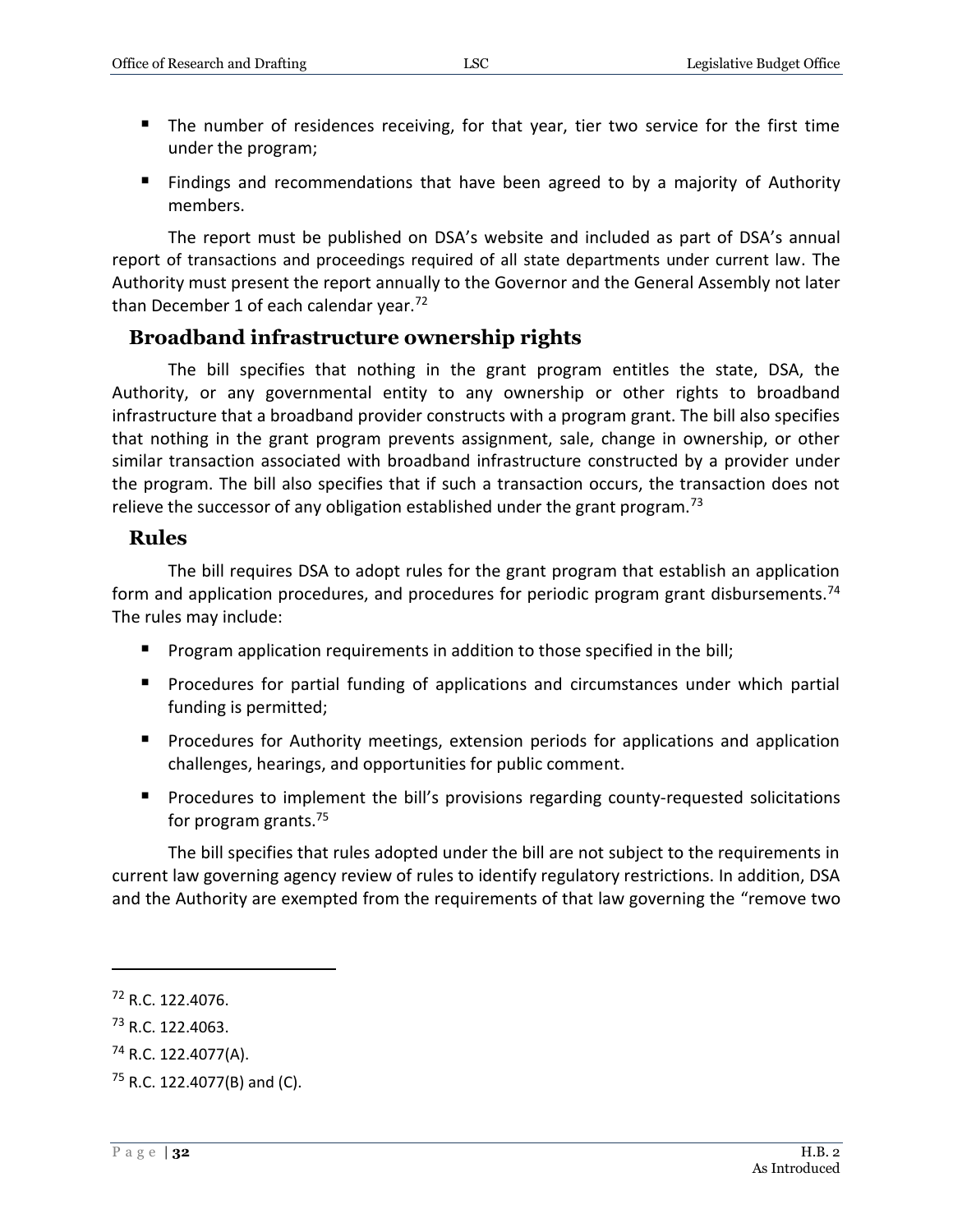- The number of residences receiving, for that year, tier two service for the first time under the program;
- Findings and recommendations that have been agreed to by a majority of Authority members.

The report must be published on DSA's website and included as part of DSA's annual report of transactions and proceedings required of all state departments under current law. The Authority must present the report annually to the Governor and the General Assembly not later than December 1 of each calendar year.[72]

## Broadband infrastructure ownership rights

The bill specifies that nothing in the grant program entitles the state, DSA, the Authority, or any governmental entity to any ownership or other rights to broadband infrastructure that a broadband provider constructs with a program grant. The bill also specifies that nothing in the grant program prevents assignment, sale, change in ownership, or other similar transaction associated with broadband infrastructure constructed by a provider under the program. The bill also specifies that if such a transaction occurs, the transaction does not relieve the successor of any obligation established under the grant program.[73]

## Rules

The bill requires DSA to adopt rules for the grant program that establish an application form and application procedures, and procedures for periodic program grant disbursements.[74] The rules may include:

- Program application requirements in addition to those specified in the bill;
- Procedures for partial funding of applications and circumstances under which partial funding is permitted;
- Procedures for Authority meetings, extension periods for applications and application challenges, hearings, and opportunities for public comment.
- Procedures to implement the bill's provisions regarding county-requested solicitations for program grants.[75]

The bill specifies that rules adopted under the bill are not subject to the requirements in current law governing agency review of rules to identify regulatory restrictions. In addition, DSA and the Authority are exempted from the requirements of that law governing the "remove two

---

[72] R.C. 122.4076.

[73] R.C. 122.4063.

[74] R.C. 122.4077(A).

[75] R.C. 122.4077(B) and (C).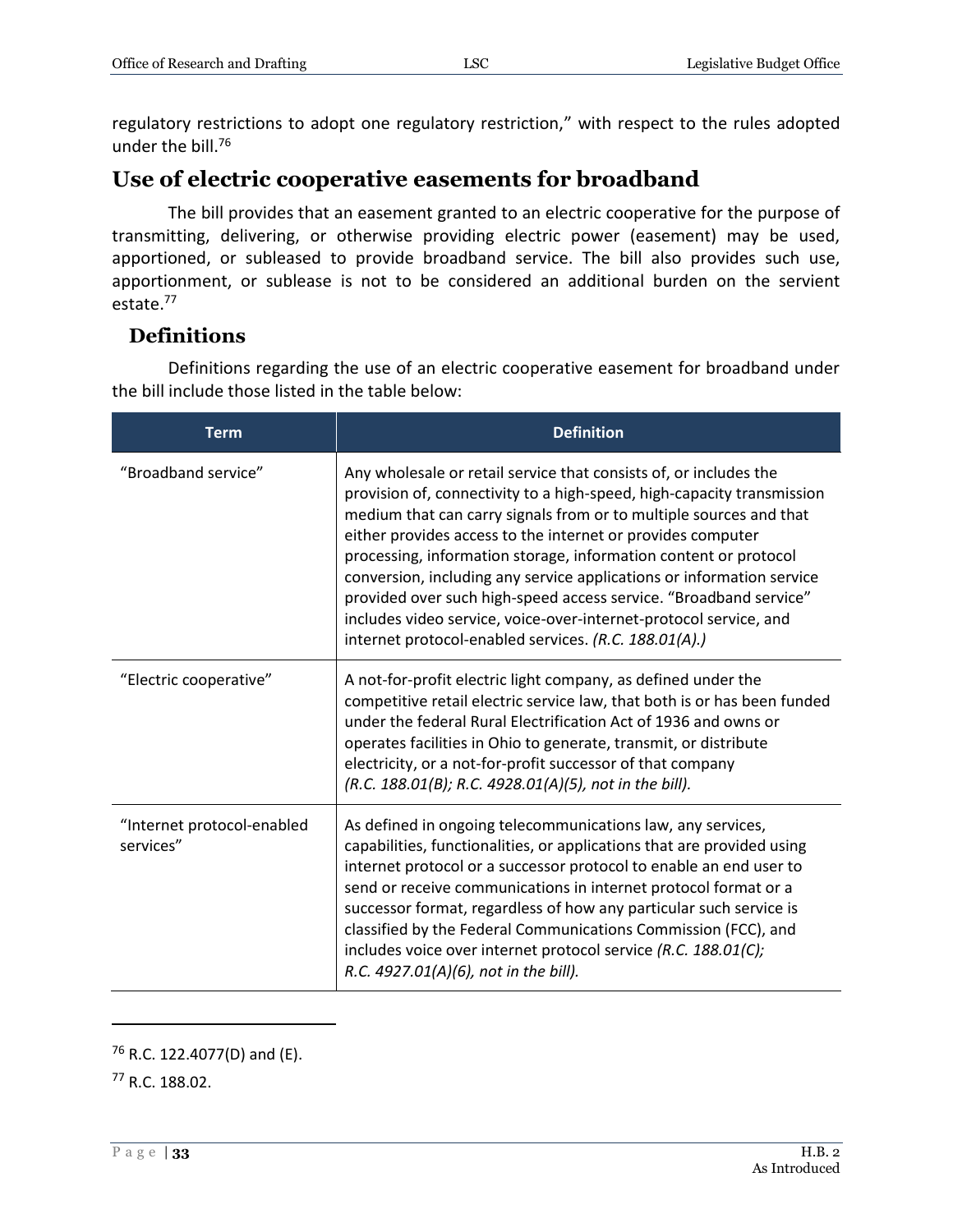regulatory restrictions to adopt one regulatory restriction," with respect to the rules adopted under the bill.[76]

## Use of electric cooperative easements for broadband

The bill provides that an easement granted to an electric cooperative for the purpose of transmitting, delivering, or otherwise providing electric power (easement) may be used, apportioned, or subleased to provide broadband service. The bill also provides such use, apportionment, or sublease is not to be considered an additional burden on the servient estate.[77]

### Definitions

Definitions regarding the use of an electric cooperative easement for broadband under the bill include those listed in the table below:

| Term | Definition |
|---|---|
| "Broadband service" | Any wholesale or retail service that consists of, or includes the provision of, connectivity to a high-speed, high-capacity transmission medium that can carry signals from or to multiple sources and that either provides access to the internet or provides computer processing, information storage, information content or protocol conversion, including any service applications or information service provided over such high-speed access service. "Broadband service" includes video service, voice-over-internet-protocol service, and internet protocol-enabled services. *(R.C. 188.01(A).)* |
| "Electric cooperative" | A not-for-profit electric light company, as defined under the competitive retail electric service law, that both is or has been funded under the federal Rural Electrification Act of 1936 and owns or operates facilities in Ohio to generate, transmit, or distribute electricity, or a not-for-profit successor of that company *(R.C. 188.01(B); R.C. 4928.01(A)(5), not in the bill).* |
| "Internet protocol-enabled services" | As defined in ongoing telecommunications law, any services, capabilities, functionalities, or applications that are provided using internet protocol or a successor protocol to enable an end user to send or receive communications in internet protocol format or a successor format, regardless of how any particular such service is classified by the Federal Communications Commission (FCC), and includes voice over internet protocol service *(R.C. 188.01(C); R.C. 4927.01(A)(6), not in the bill).* |

[76] R.C. 122.4077(D) and (E).

[77] R.C. 188.02.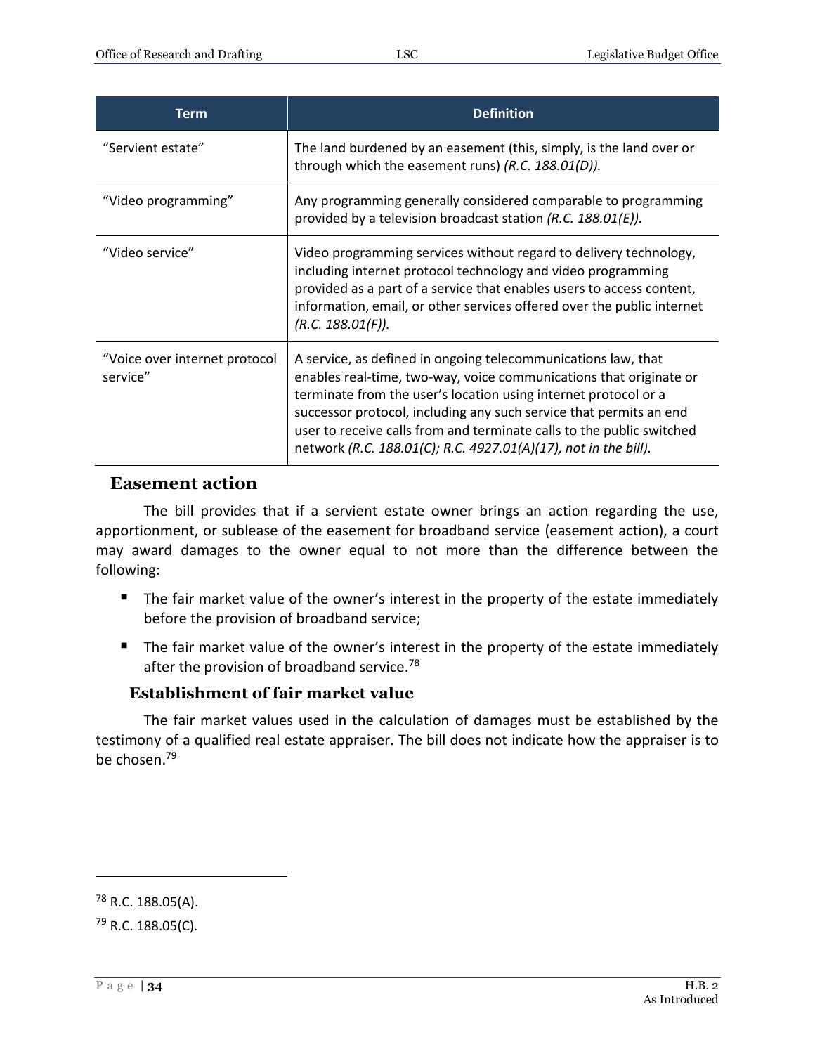| Term | Definition |
|---|---|
| "Servient estate" | The land burdened by an easement (this, simply, is the land over or through which the easement runs) *(R.C. 188.01(D)).* |
| "Video programming" | Any programming generally considered comparable to programming provided by a television broadcast station *(R.C. 188.01(E)).* |
| "Video service" | Video programming services without regard to delivery technology, including internet protocol technology and video programming provided as a part of a service that enables users to access content, information, email, or other services offered over the public internet *(R.C. 188.01(F)).* |
| "Voice over internet protocol service" | A service, as defined in ongoing telecommunications law, that enables real-time, two-way, voice communications that originate or terminate from the user's location using internet protocol or a successor protocol, including any such service that permits an end user to receive calls from and terminate calls to the public switched network *(R.C. 188.01(C); R.C. 4927.01(A)(17), not in the bill).* |

## Easement action

The bill provides that if a servient estate owner brings an action regarding the use, apportionment, or sublease of the easement for broadband service (easement action), a court may award damages to the owner equal to not more than the difference between the following:

- The fair market value of the owner's interest in the property of the estate immediately before the provision of broadband service;
- The fair market value of the owner's interest in the property of the estate immediately after the provision of broadband service.[78]

### Establishment of fair market value

The fair market values used in the calculation of damages must be established by the testimony of a qualified real estate appraiser. The bill does not indicate how the appraiser is to be chosen.[79]

---

[78] R.C. 188.05(A).

[79] R.C. 188.05(C).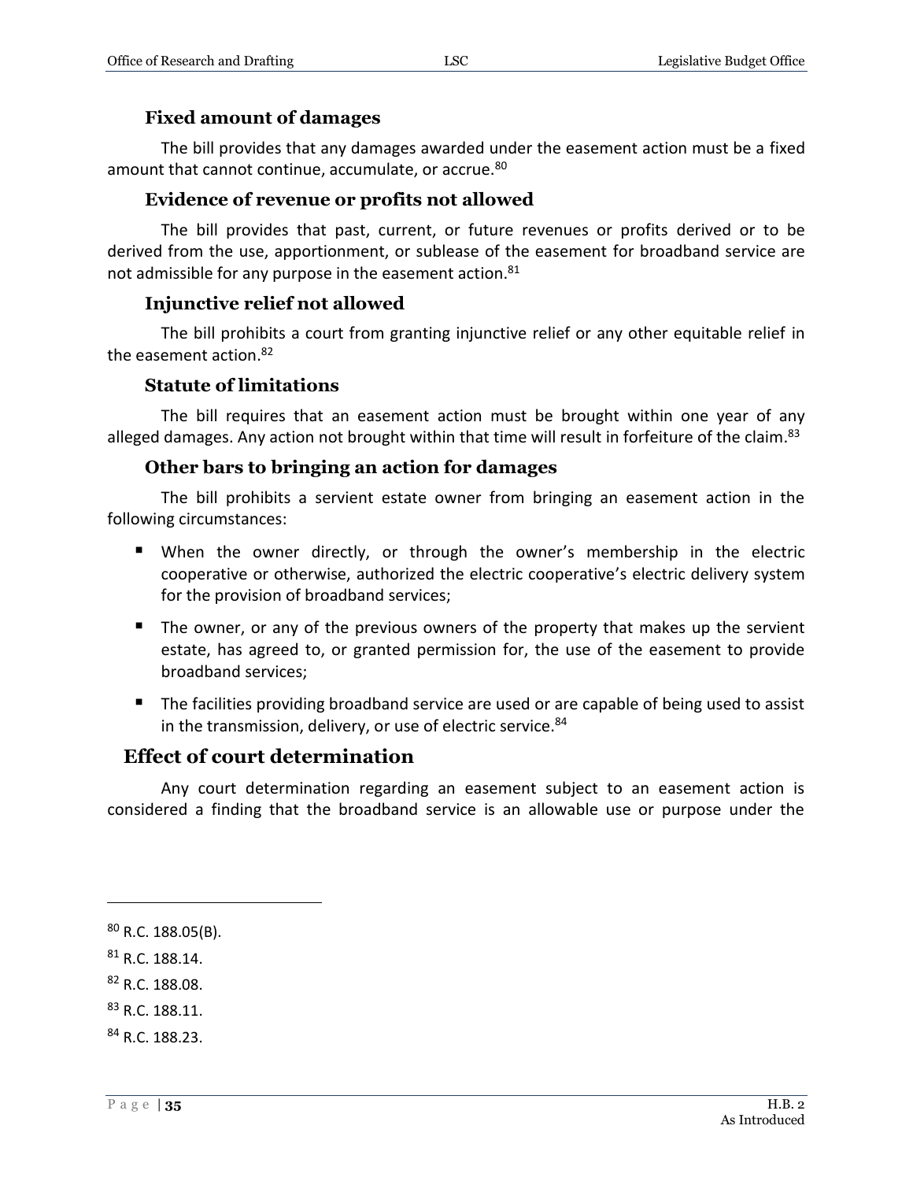#### Fixed amount of damages

The bill provides that any damages awarded under the easement action must be a fixed amount that cannot continue, accumulate, or accrue.[80]

#### Evidence of revenue or profits not allowed

The bill provides that past, current, or future revenues or profits derived or to be derived from the use, apportionment, or sublease of the easement for broadband service are not admissible for any purpose in the easement action.[81]

#### Injunctive relief not allowed

The bill prohibits a court from granting injunctive relief or any other equitable relief in the easement action.[82]

#### Statute of limitations

The bill requires that an easement action must be brought within one year of any alleged damages. Any action not brought within that time will result in forfeiture of the claim.[83]

#### Other bars to bringing an action for damages

The bill prohibits a servient estate owner from bringing an easement action in the following circumstances:

- When the owner directly, or through the owner's membership in the electric cooperative or otherwise, authorized the electric cooperative's electric delivery system for the provision of broadband services;
- The owner, or any of the previous owners of the property that makes up the servient estate, has agreed to, or granted permission for, the use of the easement to provide broadband services;
- The facilities providing broadband service are used or are capable of being used to assist in the transmission, delivery, or use of electric service.[84]

### Effect of court determination

Any court determination regarding an easement subject to an easement action is considered a finding that the broadband service is an allowable use or purpose under the

---

[80] R.C. 188.05(B).

[81] R.C. 188.14.

[82] R.C. 188.08.

[83] R.C. 188.11.

[84] R.C. 188.23.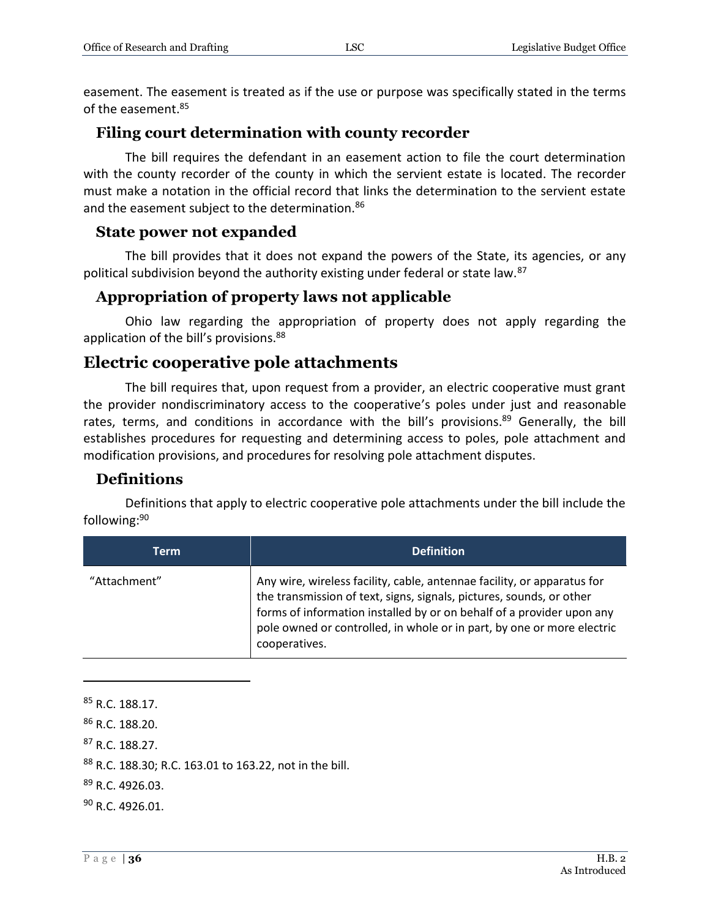easement. The easement is treated as if the use or purpose was specifically stated in the terms of the easement.[85]

### Filing court determination with county recorder

The bill requires the defendant in an easement action to file the court determination with the county recorder of the county in which the servient estate is located. The recorder must make a notation in the official record that links the determination to the servient estate and the easement subject to the determination.[86]

### State power not expanded

The bill provides that it does not expand the powers of the State, its agencies, or any political subdivision beyond the authority existing under federal or state law.[87]

### Appropriation of property laws not applicable

Ohio law regarding the appropriation of property does not apply regarding the application of the bill's provisions.[88]

## Electric cooperative pole attachments

The bill requires that, upon request from a provider, an electric cooperative must grant the provider nondiscriminatory access to the cooperative's poles under just and reasonable rates, terms, and conditions in accordance with the bill's provisions.[89] Generally, the bill establishes procedures for requesting and determining access to poles, pole attachment and modification provisions, and procedures for resolving pole attachment disputes.

### Definitions

Definitions that apply to electric cooperative pole attachments under the bill include the following:[90]

| Term | Definition |
|---|---|
| "Attachment" | Any wire, wireless facility, cable, antennae facility, or apparatus for the transmission of text, signs, signals, pictures, sounds, or other forms of information installed by or on behalf of a provider upon any pole owned or controlled, in whole or in part, by one or more electric cooperatives. |

---

[85] R.C. 188.17.

[86] R.C. 188.20.

[87] R.C. 188.27.

[88] R.C. 188.30; R.C. 163.01 to 163.22, not in the bill.

[89] R.C. 4926.03.

[90] R.C. 4926.01.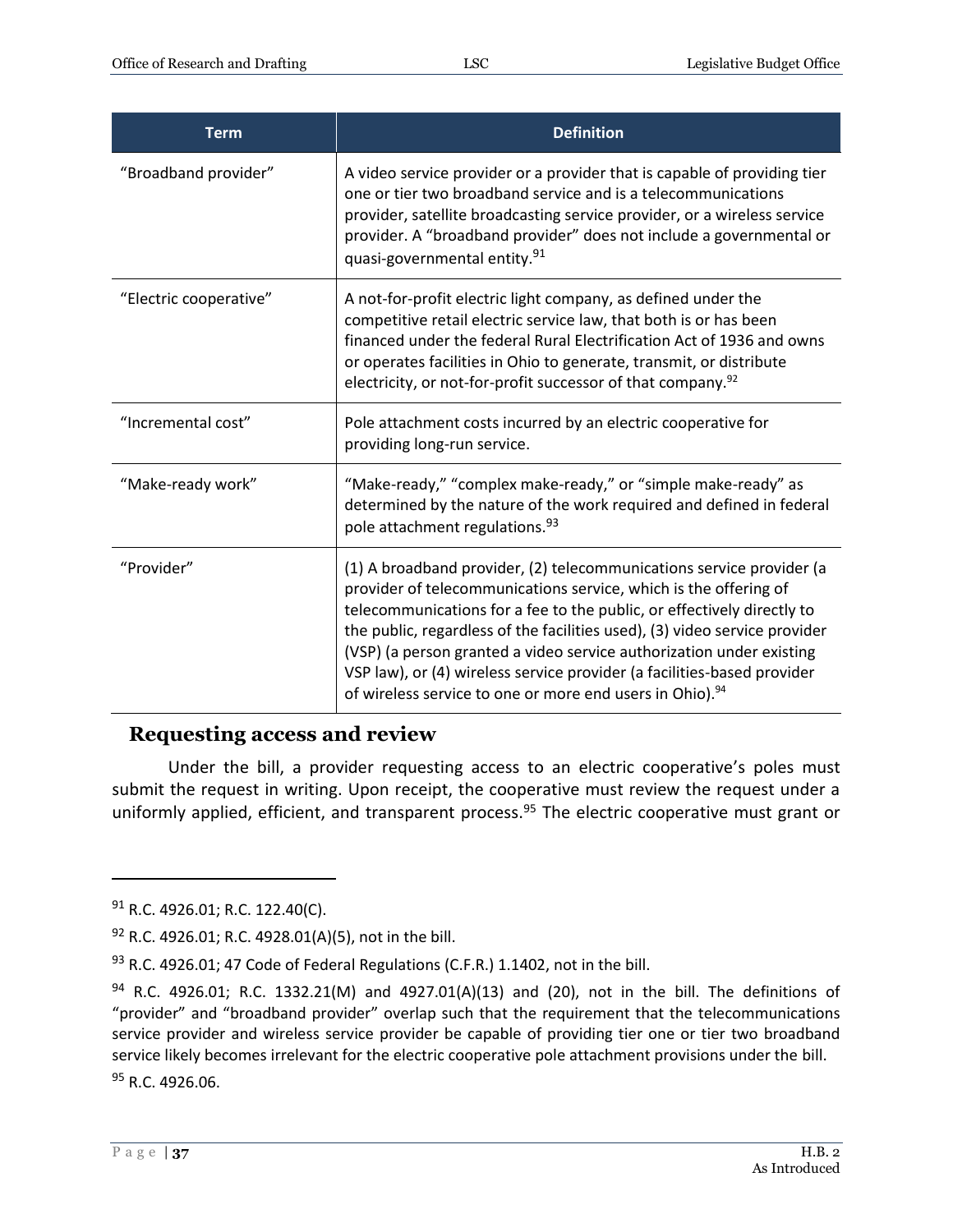| Term | Definition |
|---|---|
| "Broadband provider" | A video service provider or a provider that is capable of providing tier one or tier two broadband service and is a telecommunications provider, satellite broadcasting service provider, or a wireless service provider. A "broadband provider" does not include a governmental or quasi-governmental entity.[91] |
| "Electric cooperative" | A not-for-profit electric light company, as defined under the competitive retail electric service law, that both is or has been financed under the federal Rural Electrification Act of 1936 and owns or operates facilities in Ohio to generate, transmit, or distribute electricity, or not-for-profit successor of that company.[92] |
| "Incremental cost" | Pole attachment costs incurred by an electric cooperative for providing long-run service. |
| "Make-ready work" | "Make-ready," "complex make-ready," or "simple make-ready" as determined by the nature of the work required and defined in federal pole attachment regulations.[93] |
| "Provider" | (1) A broadband provider, (2) telecommunications service provider (a provider of telecommunications service, which is the offering of telecommunications for a fee to the public, or effectively directly to the public, regardless of the facilities used), (3) video service provider (VSP) (a person granted a video service authorization under existing VSP law), or (4) wireless service provider (a facilities-based provider of wireless service to one or more end users in Ohio).[94] |

### Requesting access and review

Under the bill, a provider requesting access to an electric cooperative's poles must submit the request in writing. Upon receipt, the cooperative must review the request under a uniformly applied, efficient, and transparent process.[95] The electric cooperative must grant or

---

[91] R.C. 4926.01; R.C. 122.40(C).

[92] R.C. 4926.01; R.C. 4928.01(A)(5), not in the bill.

[93] R.C. 4926.01; 47 Code of Federal Regulations (C.F.R.) 1.1402, not in the bill.

[94] R.C. 4926.01; R.C. 1332.21(M) and 4927.01(A)(13) and (20), not in the bill. The definitions of "provider" and "broadband provider" overlap such that the requirement that the telecommunications service provider and wireless service provider be capable of providing tier one or tier two broadband service likely becomes irrelevant for the electric cooperative pole attachment provisions under the bill.

[95] R.C. 4926.06.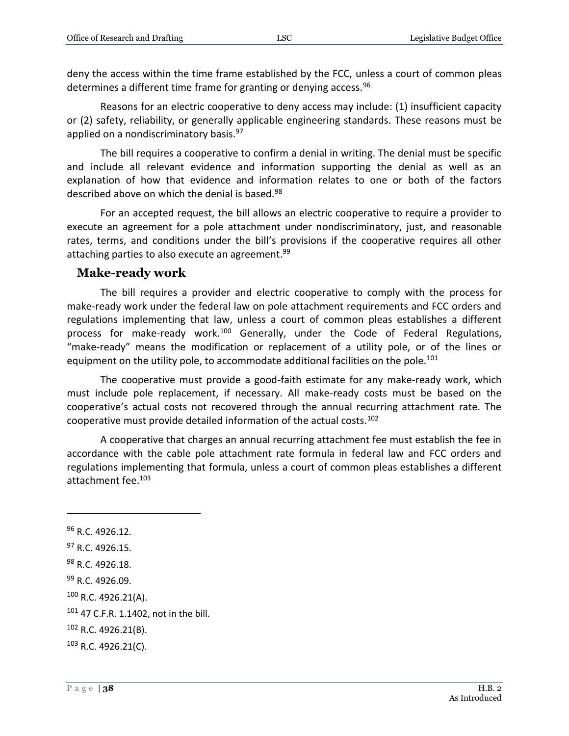deny the access within the time frame established by the FCC, unless a court of common pleas determines a different time frame for granting or denying access.[96]

Reasons for an electric cooperative to deny access may include: (1) insufficient capacity or (2) safety, reliability, or generally applicable engineering standards. These reasons must be applied on a nondiscriminatory basis.[97]

The bill requires a cooperative to confirm a denial in writing. The denial must be specific and include all relevant evidence and information supporting the denial as well as an explanation of how that evidence and information relates to one or both of the factors described above on which the denial is based.[98]

For an accepted request, the bill allows an electric cooperative to require a provider to execute an agreement for a pole attachment under nondiscriminatory, just, and reasonable rates, terms, and conditions under the bill's provisions if the cooperative requires all other attaching parties to also execute an agreement.[99]

## Make-ready work

The bill requires a provider and electric cooperative to comply with the process for make-ready work under the federal law on pole attachment requirements and FCC orders and regulations implementing that law, unless a court of common pleas establishes a different process for make-ready work.[100] Generally, under the Code of Federal Regulations, "make-ready" means the modification or replacement of a utility pole, or of the lines or equipment on the utility pole, to accommodate additional facilities on the pole.[101]

The cooperative must provide a good-faith estimate for any make-ready work, which must include pole replacement, if necessary. All make-ready costs must be based on the cooperative's actual costs not recovered through the annual recurring attachment rate. The cooperative must provide detailed information of the actual costs.[102]

A cooperative that charges an annual recurring attachment fee must establish the fee in accordance with the cable pole attachment rate formula in federal law and FCC orders and regulations implementing that formula, unless a court of common pleas establishes a different attachment fee.[103]

---

[96] R.C. 4926.12.

[97] R.C. 4926.15.

[98] R.C. 4926.18.

[99] R.C. 4926.09.

[100] R.C. 4926.21(A).

[101] 47 C.F.R. 1.1402, not in the bill.

[102] R.C. 4926.21(B).

[103] R.C. 4926.21(C).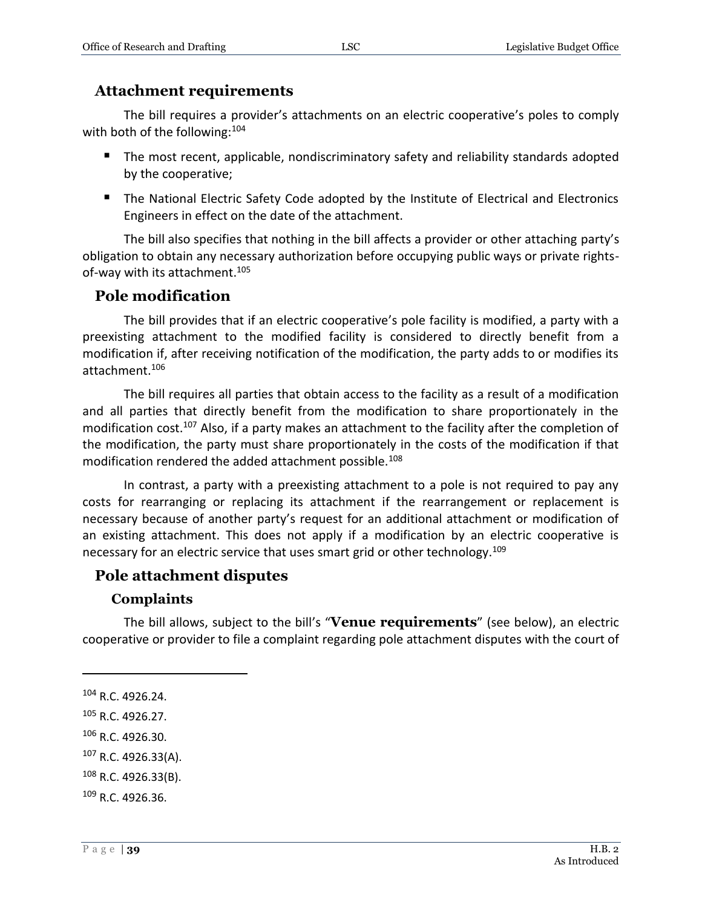## Attachment requirements

The bill requires a provider's attachments on an electric cooperative's poles to comply with both of the following:[104]

- The most recent, applicable, nondiscriminatory safety and reliability standards adopted by the cooperative;
- The National Electric Safety Code adopted by the Institute of Electrical and Electronics Engineers in effect on the date of the attachment.

The bill also specifies that nothing in the bill affects a provider or other attaching party's obligation to obtain any necessary authorization before occupying public ways or private rights-of-way with its attachment.[105]

## Pole modification

The bill provides that if an electric cooperative's pole facility is modified, a party with a preexisting attachment to the modified facility is considered to directly benefit from a modification if, after receiving notification of the modification, the party adds to or modifies its attachment.[106]

The bill requires all parties that obtain access to the facility as a result of a modification and all parties that directly benefit from the modification to share proportionately in the modification cost.[107] Also, if a party makes an attachment to the facility after the completion of the modification, the party must share proportionately in the costs of the modification if that modification rendered the added attachment possible.[108]

In contrast, a party with a preexisting attachment to a pole is not required to pay any costs for rearranging or replacing its attachment if the rearrangement or replacement is necessary because of another party's request for an additional attachment or modification of an existing attachment. This does not apply if a modification by an electric cooperative is necessary for an electric service that uses smart grid or other technology.[109]

## Pole attachment disputes

### Complaints

The bill allows, subject to the bill's "**Venue requirements**" (see below), an electric cooperative or provider to file a complaint regarding pole attachment disputes with the court of

---

[104] R.C. 4926.24.

[105] R.C. 4926.27.

[106] R.C. 4926.30.

[107] R.C. 4926.33(A).

[108] R.C. 4926.33(B).

[109] R.C. 4926.36.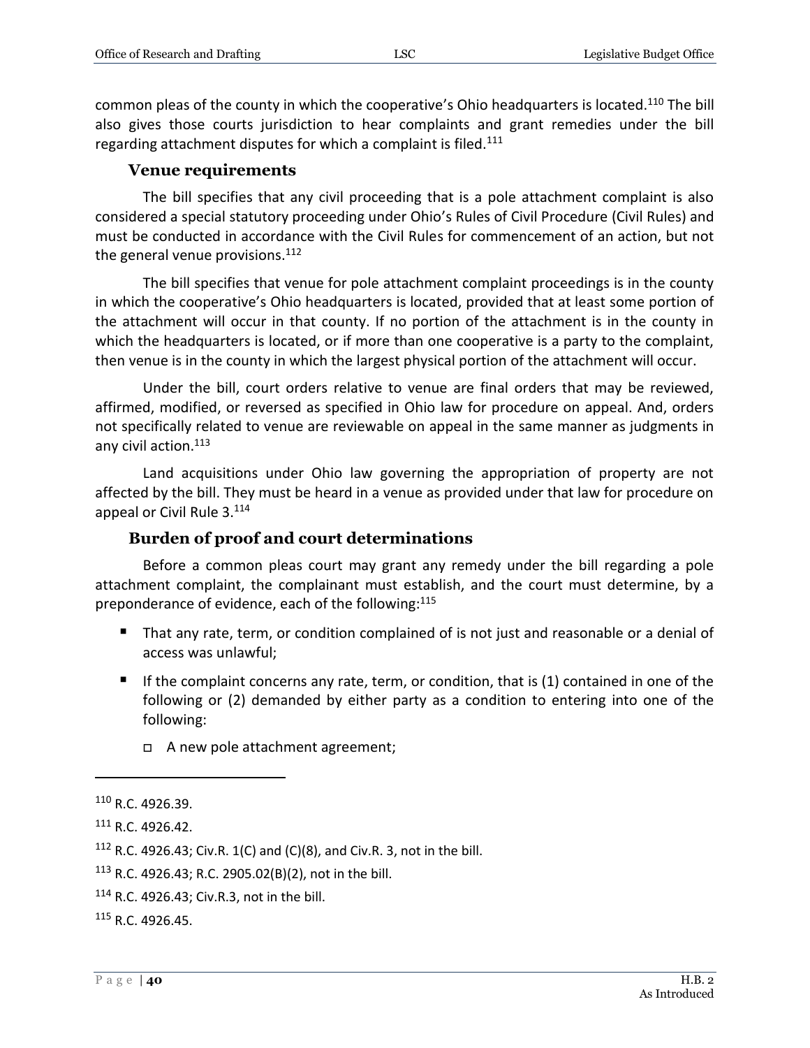common pleas of the county in which the cooperative's Ohio headquarters is located.[110] The bill also gives those courts jurisdiction to hear complaints and grant remedies under the bill regarding attachment disputes for which a complaint is filed.[111]

### Venue requirements

The bill specifies that any civil proceeding that is a pole attachment complaint is also considered a special statutory proceeding under Ohio's Rules of Civil Procedure (Civil Rules) and must be conducted in accordance with the Civil Rules for commencement of an action, but not the general venue provisions.[112]

The bill specifies that venue for pole attachment complaint proceedings is in the county in which the cooperative's Ohio headquarters is located, provided that at least some portion of the attachment will occur in that county. If no portion of the attachment is in the county in which the headquarters is located, or if more than one cooperative is a party to the complaint, then venue is in the county in which the largest physical portion of the attachment will occur.

Under the bill, court orders relative to venue are final orders that may be reviewed, affirmed, modified, or reversed as specified in Ohio law for procedure on appeal. And, orders not specifically related to venue are reviewable on appeal in the same manner as judgments in any civil action.[113]

Land acquisitions under Ohio law governing the appropriation of property are not affected by the bill. They must be heard in a venue as provided under that law for procedure on appeal or Civil Rule 3.[114]

### Burden of proof and court determinations

Before a common pleas court may grant any remedy under the bill regarding a pole attachment complaint, the complainant must establish, and the court must determine, by a preponderance of evidence, each of the following:[115]

- That any rate, term, or condition complained of is not just and reasonable or a denial of access was unlawful;
- If the complaint concerns any rate, term, or condition, that is (1) contained in one of the following or (2) demanded by either party as a condition to entering into one of the following:
  - A new pole attachment agreement;

---

[110] R.C. 4926.39.

[111] R.C. 4926.42.

[112] R.C. 4926.43; Civ.R. 1(C) and (C)(8), and Civ.R. 3, not in the bill.

[113] R.C. 4926.43; R.C. 2905.02(B)(2), not in the bill.

[114] R.C. 4926.43; Civ.R.3, not in the bill.

[115] R.C. 4926.45.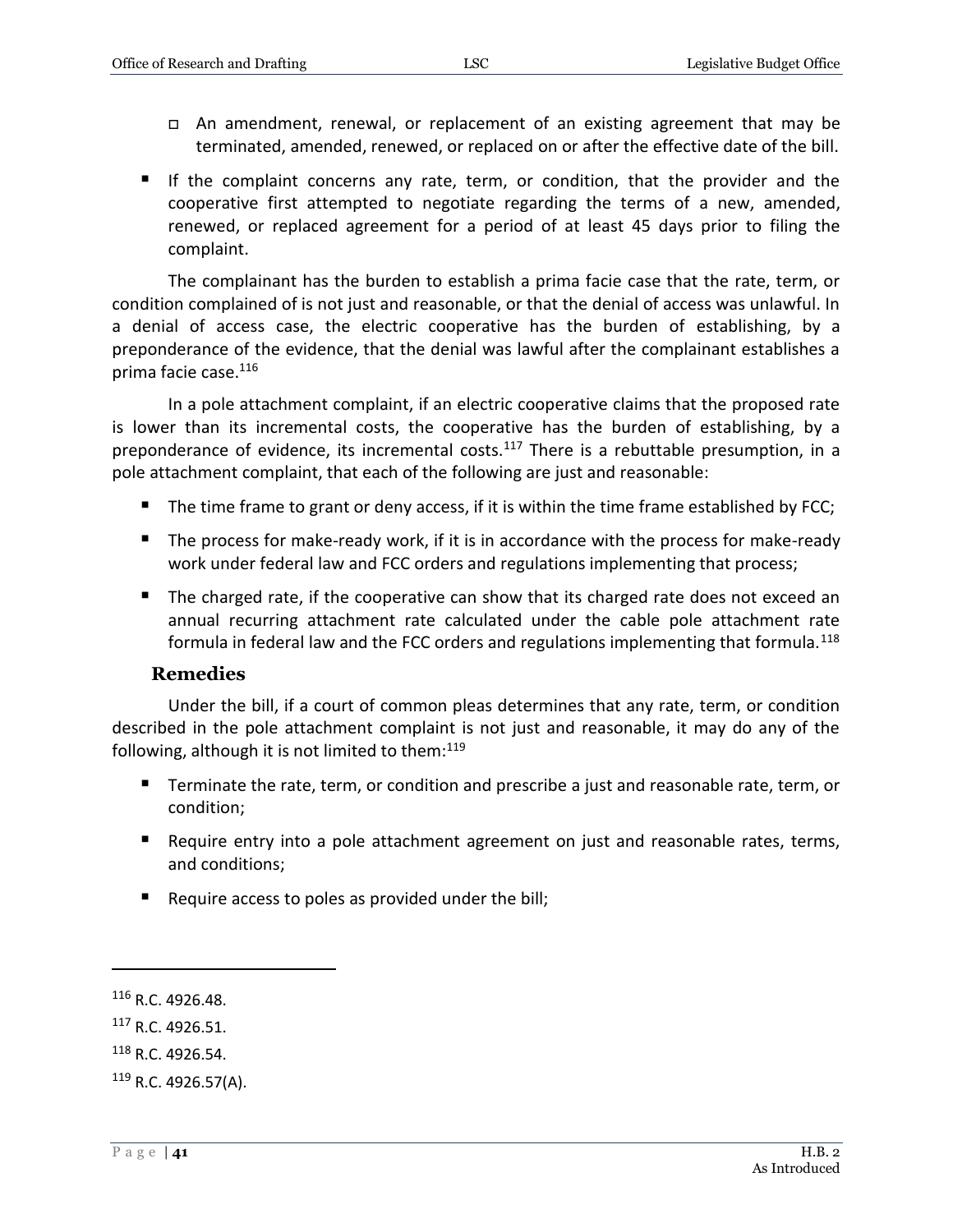- An amendment, renewal, or replacement of an existing agreement that may be terminated, amended, renewed, or replaced on or after the effective date of the bill.

- If the complaint concerns any rate, term, or condition, that the provider and the cooperative first attempted to negotiate regarding the terms of a new, amended, renewed, or replaced agreement for a period of at least 45 days prior to filing the complaint.

The complainant has the burden to establish a prima facie case that the rate, term, or condition complained of is not just and reasonable, or that the denial of access was unlawful. In a denial of access case, the electric cooperative has the burden of establishing, by a preponderance of the evidence, that the denial was lawful after the complainant establishes a prima facie case.[116]

In a pole attachment complaint, if an electric cooperative claims that the proposed rate is lower than its incremental costs, the cooperative has the burden of establishing, by a preponderance of evidence, its incremental costs.[117] There is a rebuttable presumption, in a pole attachment complaint, that each of the following are just and reasonable:

- The time frame to grant or deny access, if it is within the time frame established by FCC;
- The process for make-ready work, if it is in accordance with the process for make-ready work under federal law and FCC orders and regulations implementing that process;
- The charged rate, if the cooperative can show that its charged rate does not exceed an annual recurring attachment rate calculated under the cable pole attachment rate formula in federal law and the FCC orders and regulations implementing that formula.[118]

### Remedies

Under the bill, if a court of common pleas determines that any rate, term, or condition described in the pole attachment complaint is not just and reasonable, it may do any of the following, although it is not limited to them:[119]

- Terminate the rate, term, or condition and prescribe a just and reasonable rate, term, or condition;
- Require entry into a pole attachment agreement on just and reasonable rates, terms, and conditions;
- Require access to poles as provided under the bill;

---

[116] R.C. 4926.48.

[117] R.C. 4926.51.

[118] R.C. 4926.54.

[119] R.C. 4926.57(A).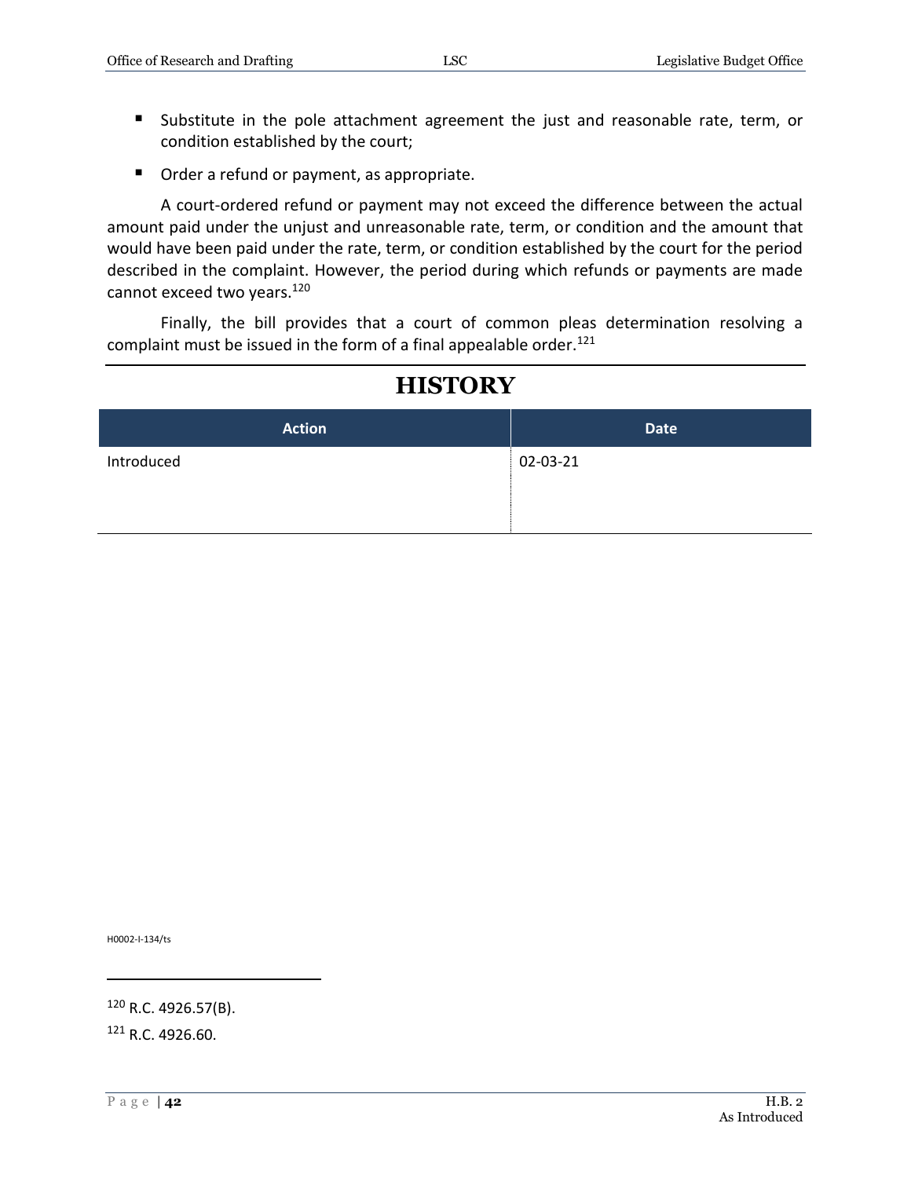- Substitute in the pole attachment agreement the just and reasonable rate, term, or condition established by the court;
- Order a refund or payment, as appropriate.

A court-ordered refund or payment may not exceed the difference between the actual amount paid under the unjust and unreasonable rate, term, or condition and the amount that would have been paid under the rate, term, or condition established by the court for the period described in the complaint. However, the period during which refunds or payments are made cannot exceed two years.[120]

Finally, the bill provides that a court of common pleas determination resolving a complaint must be issued in the form of a final appealable order.[121]

# HISTORY

| Action | Date |
| --- | --- |
| Introduced | 02-03-21 |

H0002-I-134/ts

[120] R.C. 4926.57(B).

[121] R.C. 4926.60.